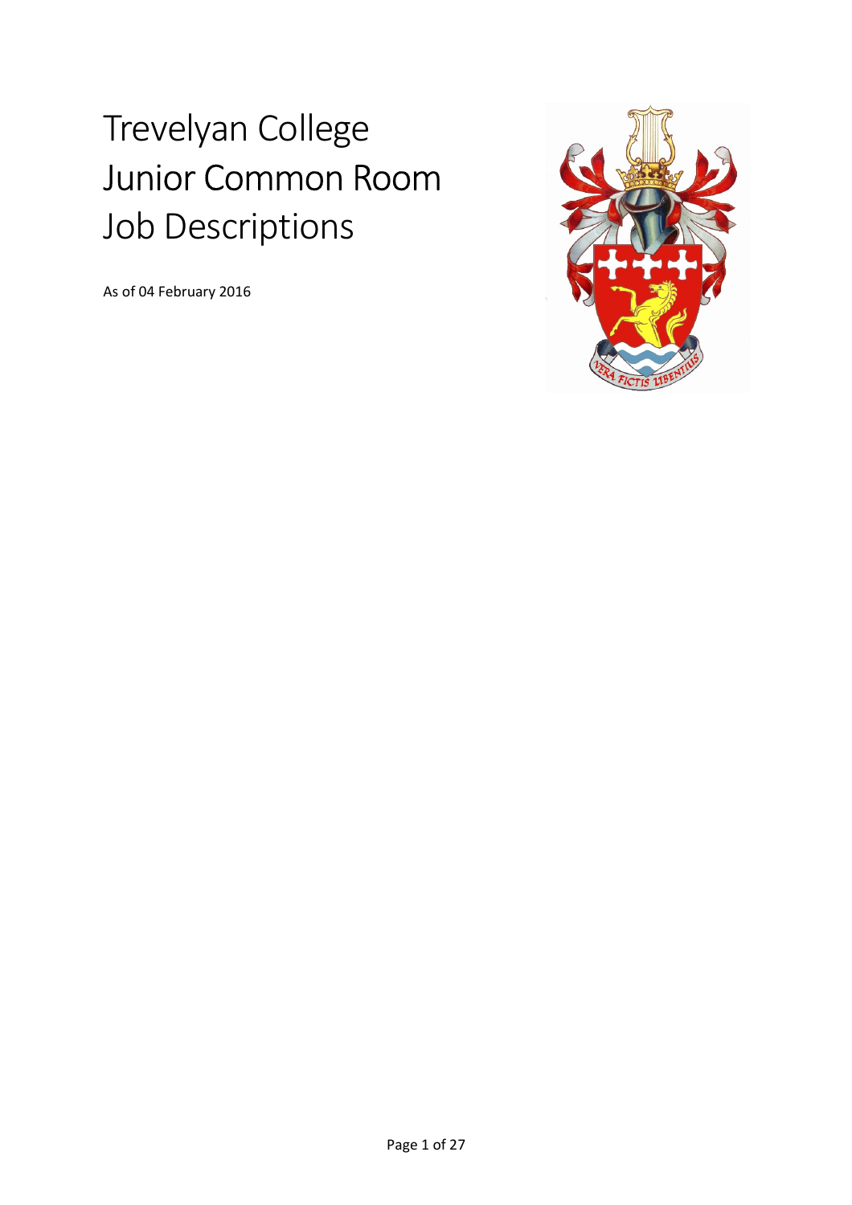# Trevelyan College Junior Common Room Job Descriptions

As of 04 February 2016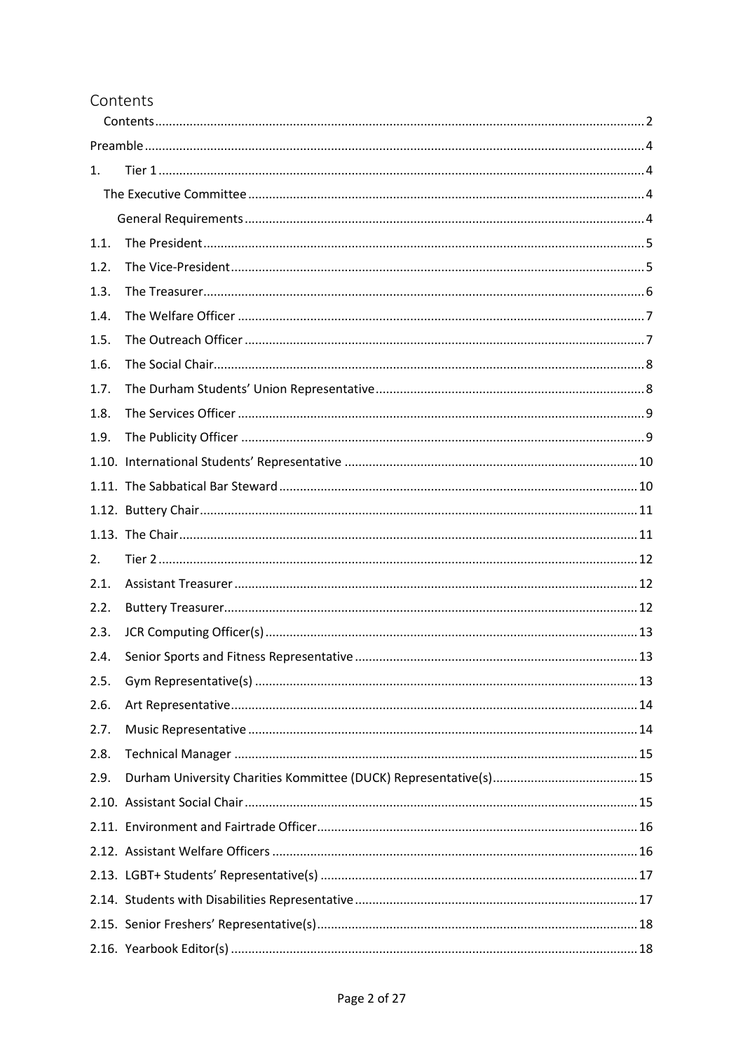## Contents

| | | |
|---|---|---|
| Contents | | 2 |
| Preamble | | 4 |
| 1. | Tier 1 | 4 |
| | The Executive Committee | 4 |
| | General Requirements | 4 |
| 1.1. | The President | 5 |
| 1.2. | The Vice-President | 5 |
| 1.3. | The Treasurer | 6 |
| 1.4. | The Welfare Officer | 7 |
| 1.5. | The Outreach Officer | 7 |
| 1.6. | The Social Chair | 8 |
| 1.7. | The Durham Students' Union Representative | 8 |
| 1.8. | The Services Officer | 9 |
| 1.9. | The Publicity Officer | 9 |
| 1.10. | International Students' Representative | 10 |
| 1.11. | The Sabbatical Bar Steward | 10 |
| 1.12. | Buttery Chair | 11 |
| 1.13. | The Chair | 11 |
| 2. | Tier 2 | 12 |
| 2.1. | Assistant Treasurer | 12 |
| 2.2. | Buttery Treasurer | 12 |
| 2.3. | JCR Computing Officer(s) | 13 |
| 2.4. | Senior Sports and Fitness Representative | 13 |
| 2.5. | Gym Representative(s) | 13 |
| 2.6. | Art Representative | 14 |
| 2.7. | Music Representative | 14 |
| 2.8. | Technical Manager | 15 |
| 2.9. | Durham University Charities Kommittee (DUCK) Representative(s) | 15 |
| 2.10. | Assistant Social Chair | 15 |
| 2.11. | Environment and Fairtrade Officer | 16 |
| 2.12. | Assistant Welfare Officers | 16 |
| 2.13. | LGBT+ Students' Representative(s) | 17 |
| 2.14. | Students with Disabilities Representative | 17 |
| 2.15. | Senior Freshers' Representative(s) | 18 |
| 2.16. | Yearbook Editor(s) | 18 |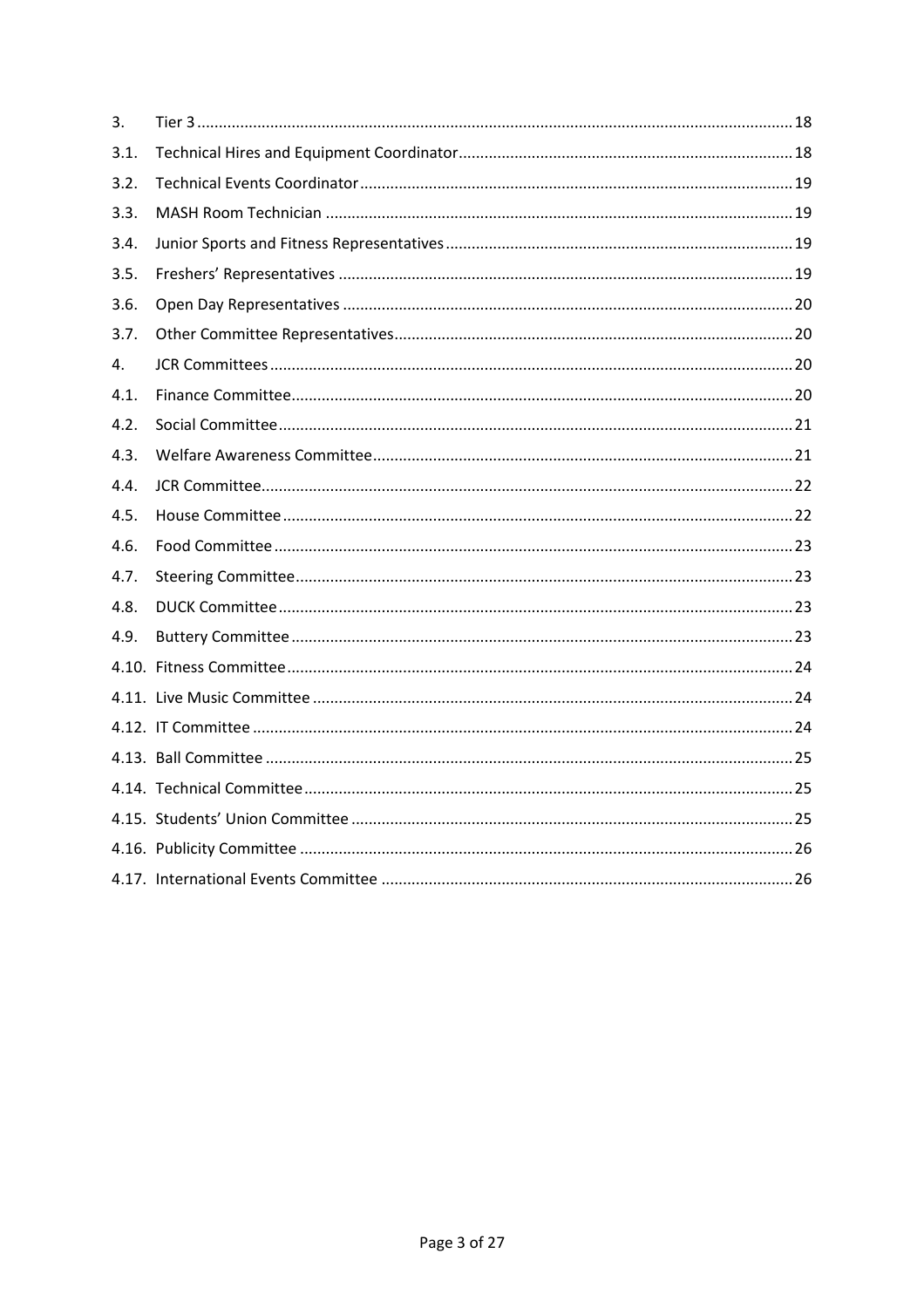3. Tier 3 ........ 18

3.1. Technical Hires and Equipment Coordinator ........ 18

3.2. Technical Events Coordinator ........ 19

3.3. MASH Room Technician ........ 19

3.4. Junior Sports and Fitness Representatives ........ 19

3.5. Freshers' Representatives ........ 19

3.6. Open Day Representatives ........ 20

3.7. Other Committee Representatives ........ 20

4. JCR Committees ........ 20

4.1. Finance Committee ........ 20

4.2. Social Committee ........ 21

4.3. Welfare Awareness Committee ........ 21

4.4. JCR Committee ........ 22

4.5. House Committee ........ 22

4.6. Food Committee ........ 23

4.7. Steering Committee ........ 23

4.8. DUCK Committee ........ 23

4.9. Buttery Committee ........ 23

4.10. Fitness Committee ........ 24

4.11. Live Music Committee ........ 24

4.12. IT Committee ........ 24

4.13. Ball Committee ........ 25

4.14. Technical Committee ........ 25

4.15. Students' Union Committee ........ 25

4.16. Publicity Committee ........ 26

4.17. International Events Committee ........ 26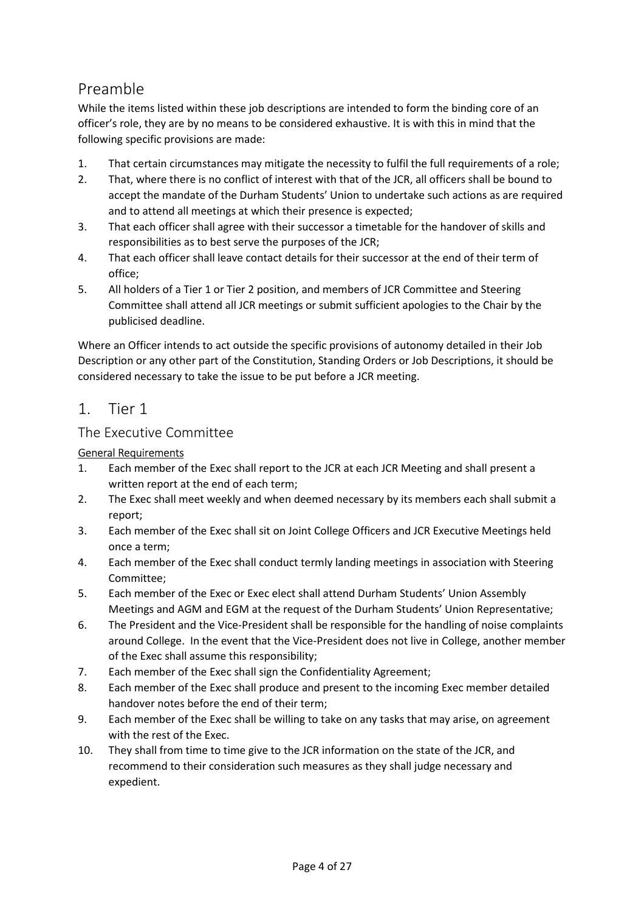## Preamble

While the items listed within these job descriptions are intended to form the binding core of an officer's role, they are by no means to be considered exhaustive. It is with this in mind that the following specific provisions are made:

1. That certain circumstances may mitigate the necessity to fulfil the full requirements of a role;
2. That, where there is no conflict of interest with that of the JCR, all officers shall be bound to accept the mandate of the Durham Students' Union to undertake such actions as are required and to attend all meetings at which their presence is expected;
3. That each officer shall agree with their successor a timetable for the handover of skills and responsibilities as to best serve the purposes of the JCR;
4. That each officer shall leave contact details for their successor at the end of their term of office;
5. All holders of a Tier 1 or Tier 2 position, and members of JCR Committee and Steering Committee shall attend all JCR meetings or submit sufficient apologies to the Chair by the publicised deadline.

Where an Officer intends to act outside the specific provisions of autonomy detailed in their Job Description or any other part of the Constitution, Standing Orders or Job Descriptions, it should be considered necessary to take the issue to be put before a JCR meeting.

## 1. Tier 1

### The Executive Committee

<u>General Requirements</u>

1. Each member of the Exec shall report to the JCR at each JCR Meeting and shall present a written report at the end of each term;
2. The Exec shall meet weekly and when deemed necessary by its members each shall submit a report;
3. Each member of the Exec shall sit on Joint College Officers and JCR Executive Meetings held once a term;
4. Each member of the Exec shall conduct termly landing meetings in association with Steering Committee;
5. Each member of the Exec or Exec elect shall attend Durham Students' Union Assembly Meetings and AGM and EGM at the request of the Durham Students' Union Representative;
6. The President and the Vice-President shall be responsible for the handling of noise complaints around College. In the event that the Vice-President does not live in College, another member of the Exec shall assume this responsibility;
7. Each member of the Exec shall sign the Confidentiality Agreement;
8. Each member of the Exec shall produce and present to the incoming Exec member detailed handover notes before the end of their term;
9. Each member of the Exec shall be willing to take on any tasks that may arise, on agreement with the rest of the Exec.
10. They shall from time to time give to the JCR information on the state of the JCR, and recommend to their consideration such measures as they shall judge necessary and expedient.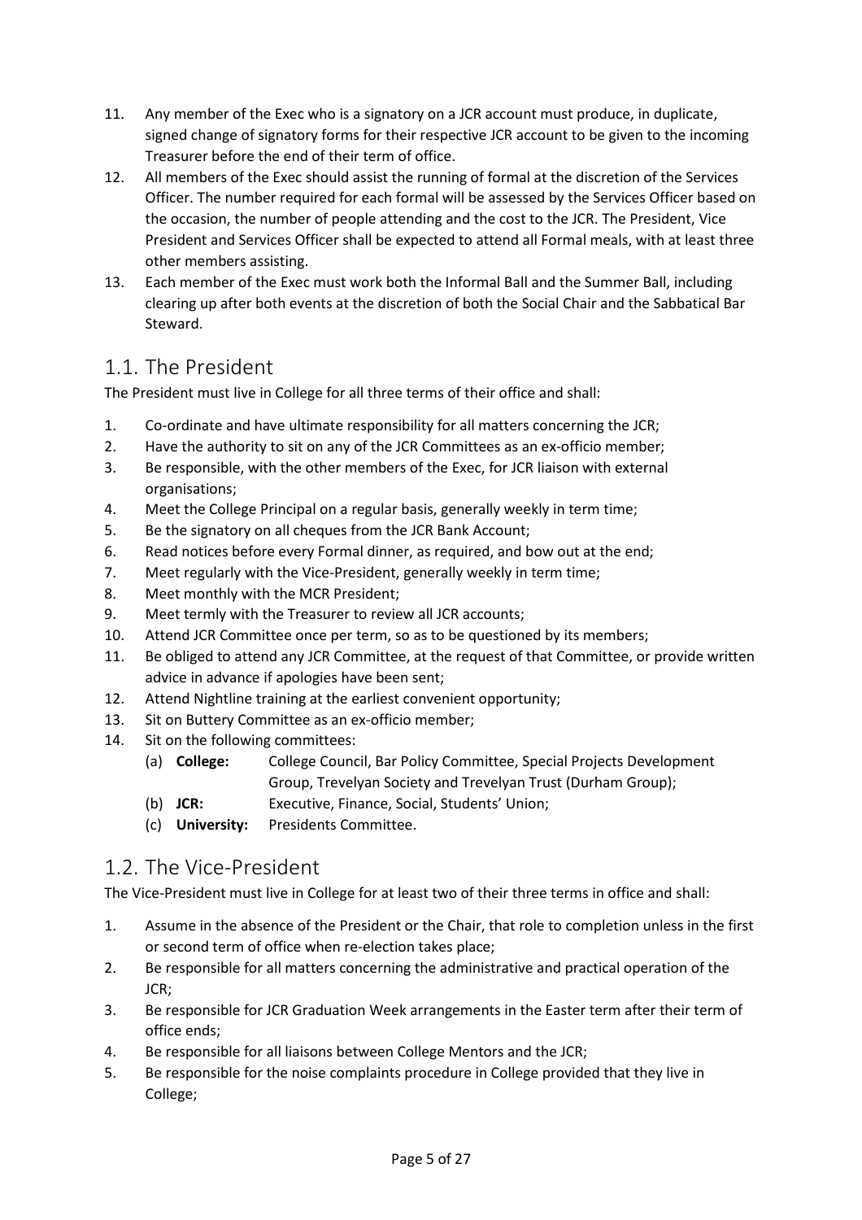11. Any member of the Exec who is a signatory on a JCR account must produce, in duplicate, signed change of signatory forms for their respective JCR account to be given to the incoming Treasurer before the end of their term of office.
12. All members of the Exec should assist the running of formal at the discretion of the Services Officer. The number required for each formal will be assessed by the Services Officer based on the occasion, the number of people attending and the cost to the JCR. The President, Vice President and Services Officer shall be expected to attend all Formal meals, with at least three other members assisting.
13. Each member of the Exec must work both the Informal Ball and the Summer Ball, including clearing up after both events at the discretion of both the Social Chair and the Sabbatical Bar Steward.

## 1.1. The President

The President must live in College for all three terms of their office and shall:

1. Co-ordinate and have ultimate responsibility for all matters concerning the JCR;
2. Have the authority to sit on any of the JCR Committees as an ex-officio member;
3. Be responsible, with the other members of the Exec, for JCR liaison with external organisations;
4. Meet the College Principal on a regular basis, generally weekly in term time;
5. Be the signatory on all cheques from the JCR Bank Account;
6. Read notices before every Formal dinner, as required, and bow out at the end;
7. Meet regularly with the Vice-President, generally weekly in term time;
8. Meet monthly with the MCR President;
9. Meet termly with the Treasurer to review all JCR accounts;
10. Attend JCR Committee once per term, so as to be questioned by its members;
11. Be obliged to attend any JCR Committee, at the request of that Committee, or provide written advice in advance if apologies have been sent;
12. Attend Nightline training at the earliest convenient opportunity;
13. Sit on Buttery Committee as an ex-officio member;
14. Sit on the following committees:
    (a) **College:** College Council, Bar Policy Committee, Special Projects Development Group, Trevelyan Society and Trevelyan Trust (Durham Group);
    (b) **JCR:** Executive, Finance, Social, Students' Union;
    (c) **University:** Presidents Committee.

## 1.2. The Vice-President

The Vice-President must live in College for at least two of their three terms in office and shall:

1. Assume in the absence of the President or the Chair, that role to completion unless in the first or second term of office when re-election takes place;
2. Be responsible for all matters concerning the administrative and practical operation of the JCR;
3. Be responsible for JCR Graduation Week arrangements in the Easter term after their term of office ends;
4. Be responsible for all liaisons between College Mentors and the JCR;
5. Be responsible for the noise complaints procedure in College provided that they live in College;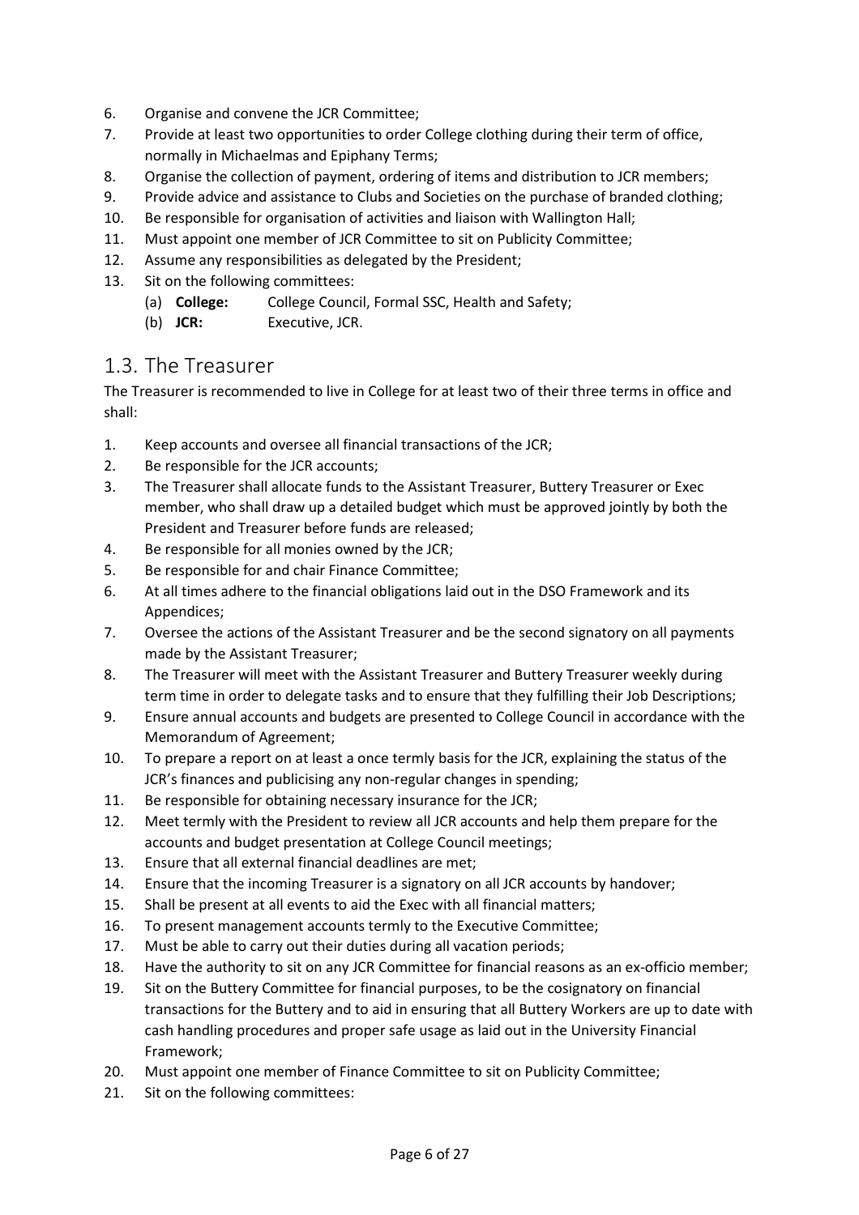6. Organise and convene the JCR Committee;
7. Provide at least two opportunities to order College clothing during their term of office, normally in Michaelmas and Epiphany Terms;
8. Organise the collection of payment, ordering of items and distribution to JCR members;
9. Provide advice and assistance to Clubs and Societies on the purchase of branded clothing;
10. Be responsible for organisation of activities and liaison with Wallington Hall;
11. Must appoint one member of JCR Committee to sit on Publicity Committee;
12. Assume any responsibilities as delegated by the President;
13. Sit on the following committees:
    - (a) **College:** College Council, Formal SSC, Health and Safety;
    - (b) **JCR:** Executive, JCR.

## 1.3. The Treasurer

The Treasurer is recommended to live in College for at least two of their three terms in office and shall:

1. Keep accounts and oversee all financial transactions of the JCR;
2. Be responsible for the JCR accounts;
3. The Treasurer shall allocate funds to the Assistant Treasurer, Buttery Treasurer or Exec member, who shall draw up a detailed budget which must be approved jointly by both the President and Treasurer before funds are released;
4. Be responsible for all monies owned by the JCR;
5. Be responsible for and chair Finance Committee;
6. At all times adhere to the financial obligations laid out in the DSO Framework and its Appendices;
7. Oversee the actions of the Assistant Treasurer and be the second signatory on all payments made by the Assistant Treasurer;
8. The Treasurer will meet with the Assistant Treasurer and Buttery Treasurer weekly during term time in order to delegate tasks and to ensure that they fulfilling their Job Descriptions;
9. Ensure annual accounts and budgets are presented to College Council in accordance with the Memorandum of Agreement;
10. To prepare a report on at least a once termly basis for the JCR, explaining the status of the JCR's finances and publicising any non-regular changes in spending;
11. Be responsible for obtaining necessary insurance for the JCR;
12. Meet termly with the President to review all JCR accounts and help them prepare for the accounts and budget presentation at College Council meetings;
13. Ensure that all external financial deadlines are met;
14. Ensure that the incoming Treasurer is a signatory on all JCR accounts by handover;
15. Shall be present at all events to aid the Exec with all financial matters;
16. To present management accounts termly to the Executive Committee;
17. Must be able to carry out their duties during all vacation periods;
18. Have the authority to sit on any JCR Committee for financial reasons as an ex-officio member;
19. Sit on the Buttery Committee for financial purposes, to be the cosignatory on financial transactions for the Buttery and to aid in ensuring that all Buttery Workers are up to date with cash handling procedures and proper safe usage as laid out in the University Financial Framework;
20. Must appoint one member of Finance Committee to sit on Publicity Committee;
21. Sit on the following committees: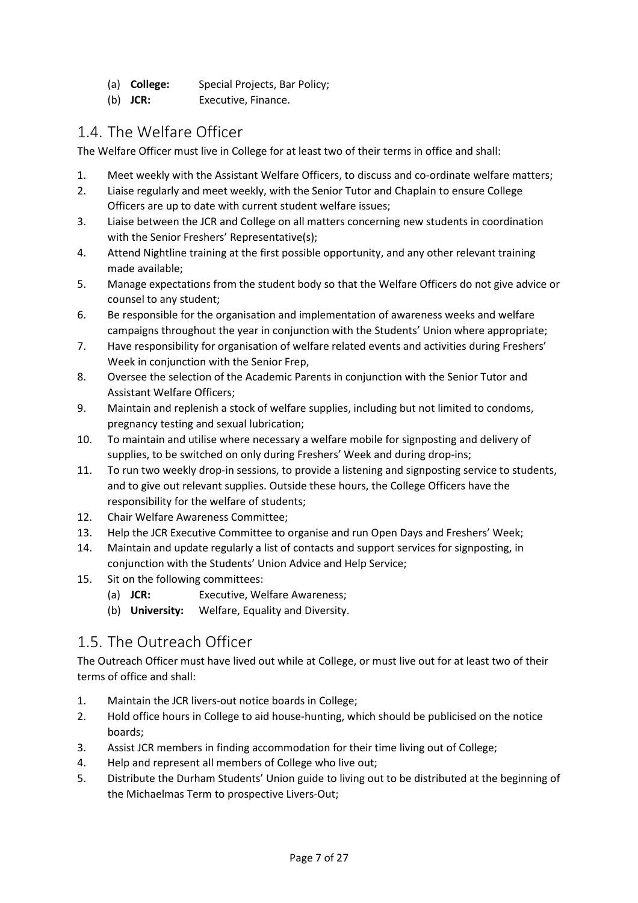(a) **College:** Special Projects, Bar Policy;
(b) **JCR:** Executive, Finance.

## 1.4. The Welfare Officer

The Welfare Officer must live in College for at least two of their terms in office and shall:

1. Meet weekly with the Assistant Welfare Officers, to discuss and co-ordinate welfare matters;
2. Liaise regularly and meet weekly, with the Senior Tutor and Chaplain to ensure College Officers are up to date with current student welfare issues;
3. Liaise between the JCR and College on all matters concerning new students in coordination with the Senior Freshers' Representative(s);
4. Attend Nightline training at the first possible opportunity, and any other relevant training made available;
5. Manage expectations from the student body so that the Welfare Officers do not give advice or counsel to any student;
6. Be responsible for the organisation and implementation of awareness weeks and welfare campaigns throughout the year in conjunction with the Students' Union where appropriate;
7. Have responsibility for organisation of welfare related events and activities during Freshers' Week in conjunction with the Senior Frep,
8. Oversee the selection of the Academic Parents in conjunction with the Senior Tutor and Assistant Welfare Officers;
9. Maintain and replenish a stock of welfare supplies, including but not limited to condoms, pregnancy testing and sexual lubrication;
10. To maintain and utilise where necessary a welfare mobile for signposting and delivery of supplies, to be switched on only during Freshers' Week and during drop-ins;
11. To run two weekly drop-in sessions, to provide a listening and signposting service to students, and to give out relevant supplies. Outside these hours, the College Officers have the responsibility for the welfare of students;
12. Chair Welfare Awareness Committee;
13. Help the JCR Executive Committee to organise and run Open Days and Freshers' Week;
14. Maintain and update regularly a list of contacts and support services for signposting, in conjunction with the Students' Union Advice and Help Service;
15. Sit on the following committees:
    (a) **JCR:** Executive, Welfare Awareness;
    (b) **University:** Welfare, Equality and Diversity.

## 1.5. The Outreach Officer

The Outreach Officer must have lived out while at College, or must live out for at least two of their terms of office and shall:

1. Maintain the JCR livers-out notice boards in College;
2. Hold office hours in College to aid house-hunting, which should be publicised on the notice boards;
3. Assist JCR members in finding accommodation for their time living out of College;
4. Help and represent all members of College who live out;
5. Distribute the Durham Students' Union guide to living out to be distributed at the beginning of the Michaelmas Term to prospective Livers-Out;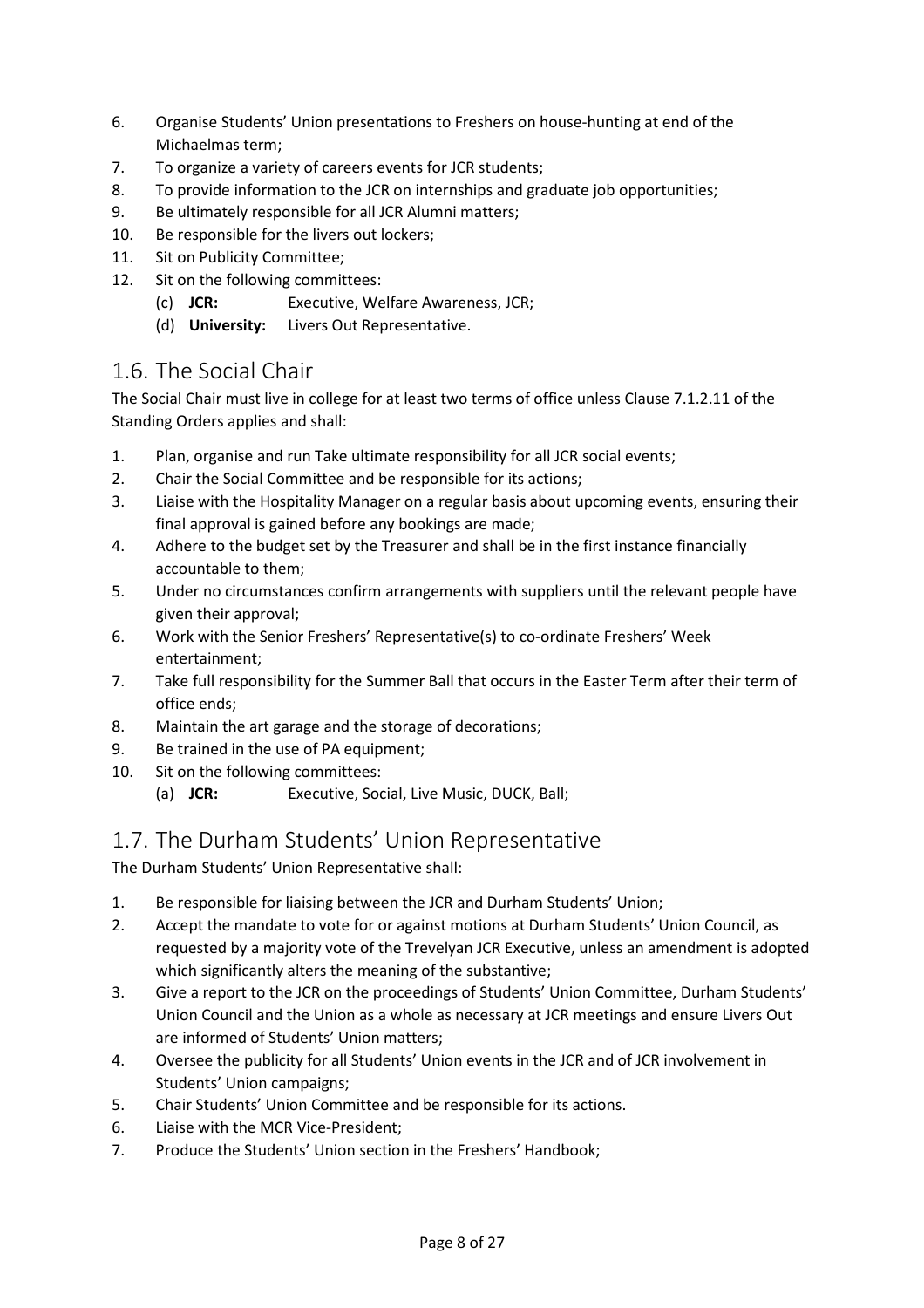6. Organise Students' Union presentations to Freshers on house-hunting at end of the Michaelmas term;
7. To organize a variety of careers events for JCR students;
8. To provide information to the JCR on internships and graduate job opportunities;
9. Be ultimately responsible for all JCR Alumni matters;
10. Be responsible for the livers out lockers;
11. Sit on Publicity Committee;
12. Sit on the following committees:
    (c) **JCR:** Executive, Welfare Awareness, JCR;
    (d) **University:** Livers Out Representative.

## 1.6. The Social Chair

The Social Chair must live in college for at least two terms of office unless Clause 7.1.2.11 of the Standing Orders applies and shall:

1. Plan, organise and run Take ultimate responsibility for all JCR social events;
2. Chair the Social Committee and be responsible for its actions;
3. Liaise with the Hospitality Manager on a regular basis about upcoming events, ensuring their final approval is gained before any bookings are made;
4. Adhere to the budget set by the Treasurer and shall be in the first instance financially accountable to them;
5. Under no circumstances confirm arrangements with suppliers until the relevant people have given their approval;
6. Work with the Senior Freshers' Representative(s) to co-ordinate Freshers' Week entertainment;
7. Take full responsibility for the Summer Ball that occurs in the Easter Term after their term of office ends;
8. Maintain the art garage and the storage of decorations;
9. Be trained in the use of PA equipment;
10. Sit on the following committees:
    (a) **JCR:** Executive, Social, Live Music, DUCK, Ball;

## 1.7. The Durham Students' Union Representative

The Durham Students' Union Representative shall:

1. Be responsible for liaising between the JCR and Durham Students' Union;
2. Accept the mandate to vote for or against motions at Durham Students' Union Council, as requested by a majority vote of the Trevelyan JCR Executive, unless an amendment is adopted which significantly alters the meaning of the substantive;
3. Give a report to the JCR on the proceedings of Students' Union Committee, Durham Students' Union Council and the Union as a whole as necessary at JCR meetings and ensure Livers Out are informed of Students' Union matters;
4. Oversee the publicity for all Students' Union events in the JCR and of JCR involvement in Students' Union campaigns;
5. Chair Students' Union Committee and be responsible for its actions.
6. Liaise with the MCR Vice-President;
7. Produce the Students' Union section in the Freshers' Handbook;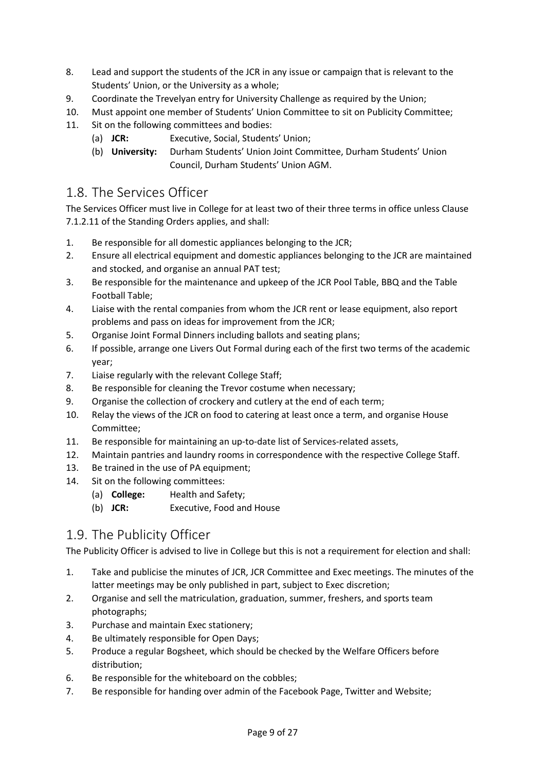8. Lead and support the students of the JCR in any issue or campaign that is relevant to the Students' Union, or the University as a whole;
9. Coordinate the Trevelyan entry for University Challenge as required by the Union;
10. Must appoint one member of Students' Union Committee to sit on Publicity Committee;
11. Sit on the following committees and bodies:
    (a) **JCR:** Executive, Social, Students' Union;
    (b) **University:** Durham Students' Union Joint Committee, Durham Students' Union Council, Durham Students' Union AGM.

## 1.8. The Services Officer

The Services Officer must live in College for at least two of their three terms in office unless Clause 7.1.2.11 of the Standing Orders applies, and shall:

1. Be responsible for all domestic appliances belonging to the JCR;
2. Ensure all electrical equipment and domestic appliances belonging to the JCR are maintained and stocked, and organise an annual PAT test;
3. Be responsible for the maintenance and upkeep of the JCR Pool Table, BBQ and the Table Football Table;
4. Liaise with the rental companies from whom the JCR rent or lease equipment, also report problems and pass on ideas for improvement from the JCR;
5. Organise Joint Formal Dinners including ballots and seating plans;
6. If possible, arrange one Livers Out Formal during each of the first two terms of the academic year;
7. Liaise regularly with the relevant College Staff;
8. Be responsible for cleaning the Trevor costume when necessary;
9. Organise the collection of crockery and cutlery at the end of each term;
10. Relay the views of the JCR on food to catering at least once a term, and organise House Committee;
11. Be responsible for maintaining an up-to-date list of Services-related assets,
12. Maintain pantries and laundry rooms in correspondence with the respective College Staff.
13. Be trained in the use of PA equipment;
14. Sit on the following committees:
    (a) **College:** Health and Safety;
    (b) **JCR:** Executive, Food and House

## 1.9. The Publicity Officer

The Publicity Officer is advised to live in College but this is not a requirement for election and shall:

1. Take and publicise the minutes of JCR, JCR Committee and Exec meetings. The minutes of the latter meetings may be only published in part, subject to Exec discretion;
2. Organise and sell the matriculation, graduation, summer, freshers, and sports team photographs;
3. Purchase and maintain Exec stationery;
4. Be ultimately responsible for Open Days;
5. Produce a regular Bogsheet, which should be checked by the Welfare Officers before distribution;
6. Be responsible for the whiteboard on the cobbles;
7. Be responsible for handing over admin of the Facebook Page, Twitter and Website;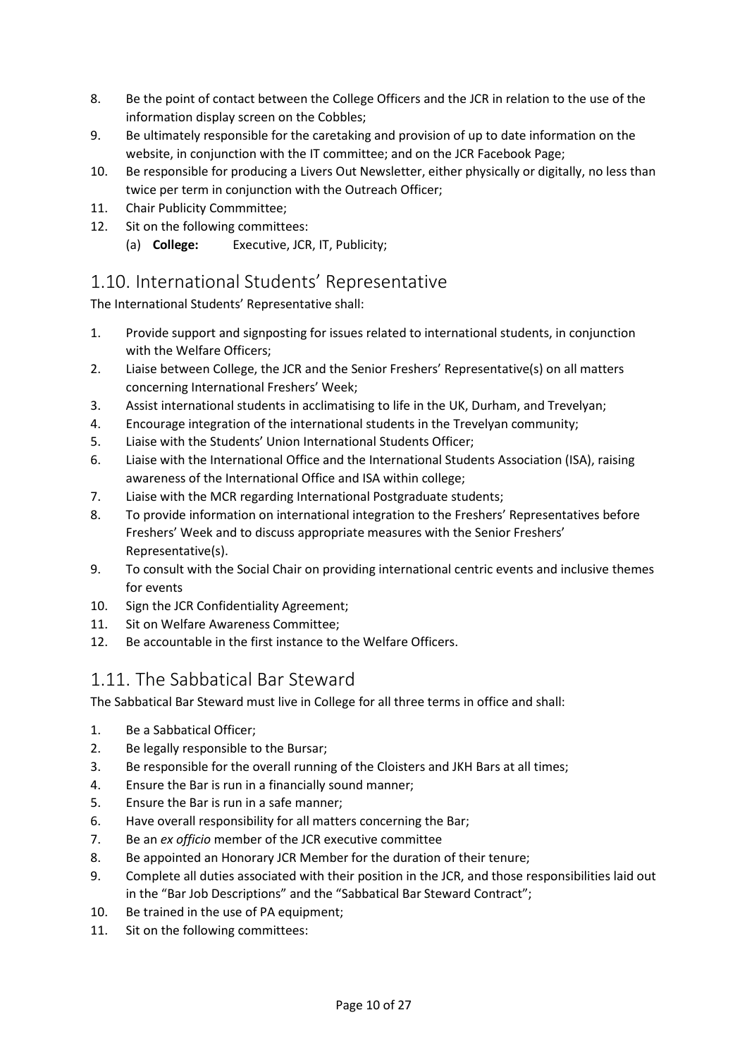8. Be the point of contact between the College Officers and the JCR in relation to the use of the information display screen on the Cobbles;
9. Be ultimately responsible for the caretaking and provision of up to date information on the website, in conjunction with the IT committee; and on the JCR Facebook Page;
10. Be responsible for producing a Livers Out Newsletter, either physically or digitally, no less than twice per term in conjunction with the Outreach Officer;
11. Chair Publicity Commmittee;
12. Sit on the following committees:
    (a) **College:** Executive, JCR, IT, Publicity;

## 1.10. International Students' Representative

The International Students' Representative shall:

1. Provide support and signposting for issues related to international students, in conjunction with the Welfare Officers;
2. Liaise between College, the JCR and the Senior Freshers' Representative(s) on all matters concerning International Freshers' Week;
3. Assist international students in acclimatising to life in the UK, Durham, and Trevelyan;
4. Encourage integration of the international students in the Trevelyan community;
5. Liaise with the Students' Union International Students Officer;
6. Liaise with the International Office and the International Students Association (ISA), raising awareness of the International Office and ISA within college;
7. Liaise with the MCR regarding International Postgraduate students;
8. To provide information on international integration to the Freshers' Representatives before Freshers' Week and to discuss appropriate measures with the Senior Freshers' Representative(s).
9. To consult with the Social Chair on providing international centric events and inclusive themes for events
10. Sign the JCR Confidentiality Agreement;
11. Sit on Welfare Awareness Committee;
12. Be accountable in the first instance to the Welfare Officers.

## 1.11. The Sabbatical Bar Steward

The Sabbatical Bar Steward must live in College for all three terms in office and shall:

1. Be a Sabbatical Officer;
2. Be legally responsible to the Bursar;
3. Be responsible for the overall running of the Cloisters and JKH Bars at all times;
4. Ensure the Bar is run in a financially sound manner;
5. Ensure the Bar is run in a safe manner;
6. Have overall responsibility for all matters concerning the Bar;
7. Be an *ex officio* member of the JCR executive committee
8. Be appointed an Honorary JCR Member for the duration of their tenure;
9. Complete all duties associated with their position in the JCR, and those responsibilities laid out in the "Bar Job Descriptions" and the "Sabbatical Bar Steward Contract";
10. Be trained in the use of PA equipment;
11. Sit on the following committees: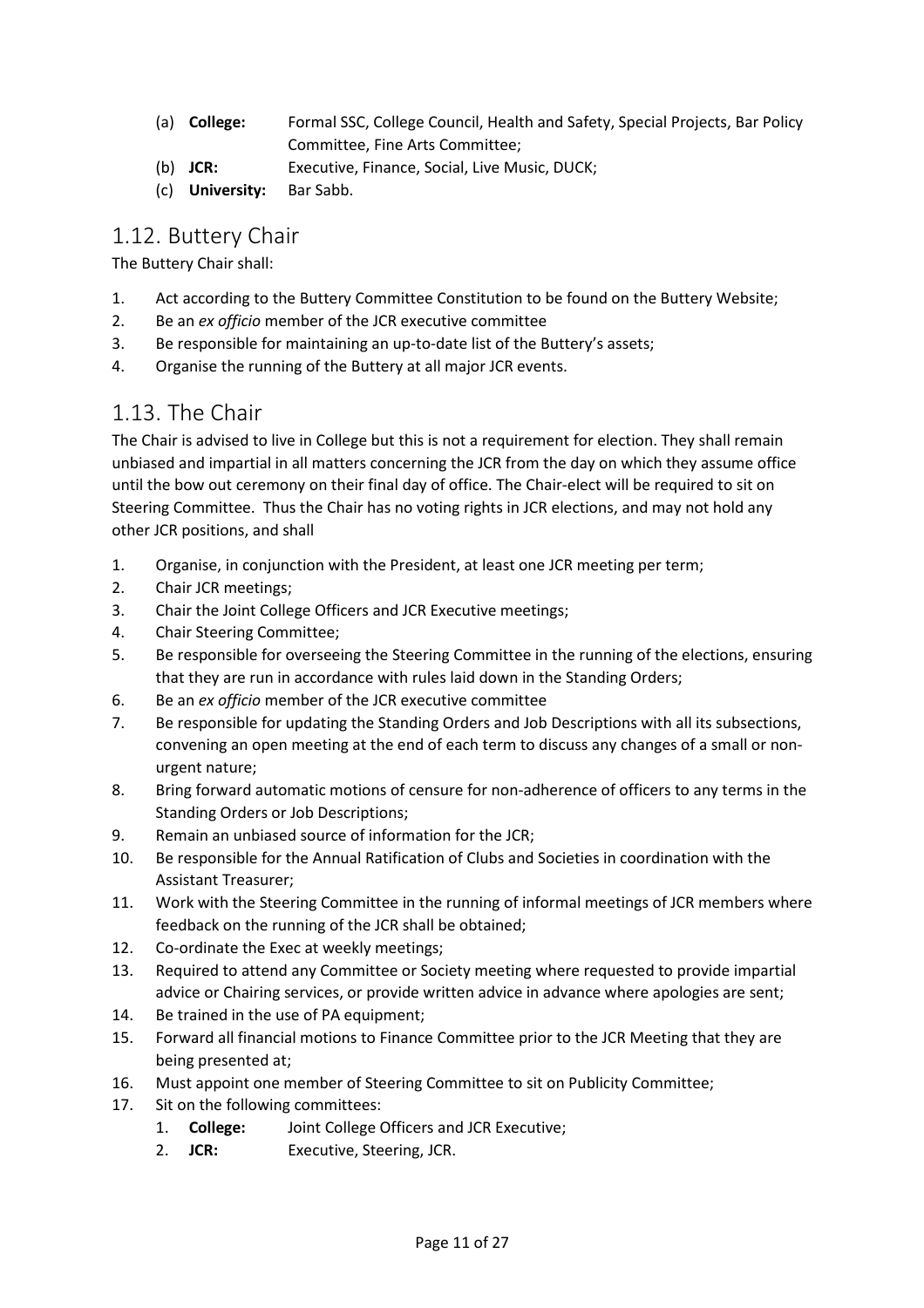(a) **College:** Formal SSC, College Council, Health and Safety, Special Projects, Bar Policy Committee, Fine Arts Committee;
(b) **JCR:** Executive, Finance, Social, Live Music, DUCK;
(c) **University:** Bar Sabb.

## 1.12. Buttery Chair

The Buttery Chair shall:

1. Act according to the Buttery Committee Constitution to be found on the Buttery Website;
2. Be an *ex officio* member of the JCR executive committee
3. Be responsible for maintaining an up-to-date list of the Buttery's assets;
4. Organise the running of the Buttery at all major JCR events.

## 1.13. The Chair

The Chair is advised to live in College but this is not a requirement for election. They shall remain unbiased and impartial in all matters concerning the JCR from the day on which they assume office until the bow out ceremony on their final day of office. The Chair-elect will be required to sit on Steering Committee. Thus the Chair has no voting rights in JCR elections, and may not hold any other JCR positions, and shall

1. Organise, in conjunction with the President, at least one JCR meeting per term;
2. Chair JCR meetings;
3. Chair the Joint College Officers and JCR Executive meetings;
4. Chair Steering Committee;
5. Be responsible for overseeing the Steering Committee in the running of the elections, ensuring that they are run in accordance with rules laid down in the Standing Orders;
6. Be an *ex officio* member of the JCR executive committee
7. Be responsible for updating the Standing Orders and Job Descriptions with all its subsections, convening an open meeting at the end of each term to discuss any changes of a small or non-urgent nature;
8. Bring forward automatic motions of censure for non-adherence of officers to any terms in the Standing Orders or Job Descriptions;
9. Remain an unbiased source of information for the JCR;
10. Be responsible for the Annual Ratification of Clubs and Societies in coordination with the Assistant Treasurer;
11. Work with the Steering Committee in the running of informal meetings of JCR members where feedback on the running of the JCR shall be obtained;
12. Co-ordinate the Exec at weekly meetings;
13. Required to attend any Committee or Society meeting where requested to provide impartial advice or Chairing services, or provide written advice in advance where apologies are sent;
14. Be trained in the use of PA equipment;
15. Forward all financial motions to Finance Committee prior to the JCR Meeting that they are being presented at;
16. Must appoint one member of Steering Committee to sit on Publicity Committee;
17. Sit on the following committees:
    1. **College:** Joint College Officers and JCR Executive;
    2. **JCR:** Executive, Steering, JCR.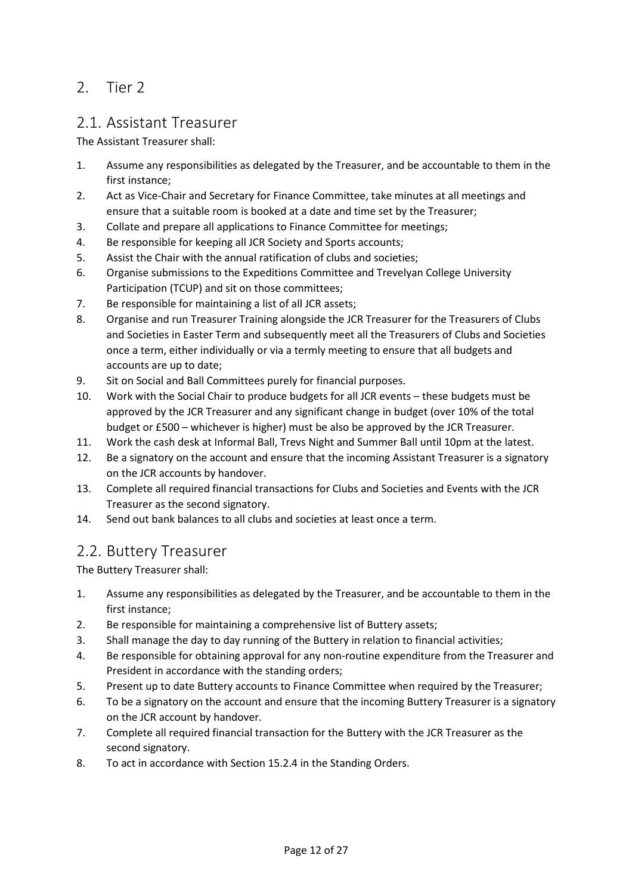# 2. Tier 2

## 2.1. Assistant Treasurer

The Assistant Treasurer shall:

1. Assume any responsibilities as delegated by the Treasurer, and be accountable to them in the first instance;
2. Act as Vice-Chair and Secretary for Finance Committee, take minutes at all meetings and ensure that a suitable room is booked at a date and time set by the Treasurer;
3. Collate and prepare all applications to Finance Committee for meetings;
4. Be responsible for keeping all JCR Society and Sports accounts;
5. Assist the Chair with the annual ratification of clubs and societies;
6. Organise submissions to the Expeditions Committee and Trevelyan College University Participation (TCUP) and sit on those committees;
7. Be responsible for maintaining a list of all JCR assets;
8. Organise and run Treasurer Training alongside the JCR Treasurer for the Treasurers of Clubs and Societies in Easter Term and subsequently meet all the Treasurers of Clubs and Societies once a term, either individually or via a termly meeting to ensure that all budgets and accounts are up to date;
9. Sit on Social and Ball Committees purely for financial purposes.
10. Work with the Social Chair to produce budgets for all JCR events – these budgets must be approved by the JCR Treasurer and any significant change in budget (over 10% of the total budget or £500 – whichever is higher) must be also be approved by the JCR Treasurer.
11. Work the cash desk at Informal Ball, Trevs Night and Summer Ball until 10pm at the latest.
12. Be a signatory on the account and ensure that the incoming Assistant Treasurer is a signatory on the JCR accounts by handover.
13. Complete all required financial transactions for Clubs and Societies and Events with the JCR Treasurer as the second signatory.
14. Send out bank balances to all clubs and societies at least once a term.

## 2.2. Buttery Treasurer

The Buttery Treasurer shall:

1. Assume any responsibilities as delegated by the Treasurer, and be accountable to them in the first instance;
2. Be responsible for maintaining a comprehensive list of Buttery assets;
3. Shall manage the day to day running of the Buttery in relation to financial activities;
4. Be responsible for obtaining approval for any non-routine expenditure from the Treasurer and President in accordance with the standing orders;
5. Present up to date Buttery accounts to Finance Committee when required by the Treasurer;
6. To be a signatory on the account and ensure that the incoming Buttery Treasurer is a signatory on the JCR account by handover.
7. Complete all required financial transaction for the Buttery with the JCR Treasurer as the second signatory.
8. To act in accordance with Section 15.2.4 in the Standing Orders.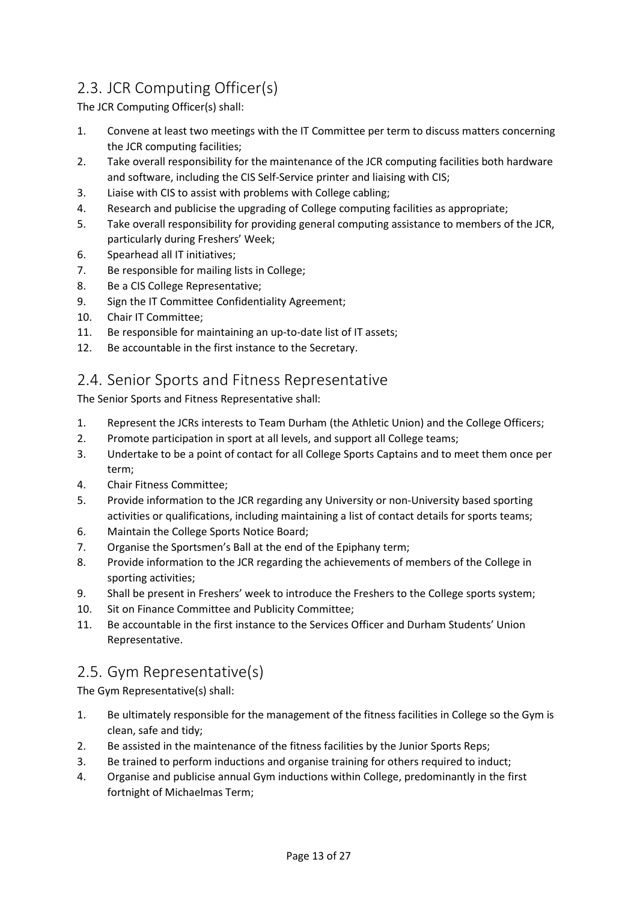## 2.3. JCR Computing Officer(s)

The JCR Computing Officer(s) shall:

1. Convene at least two meetings with the IT Committee per term to discuss matters concerning the JCR computing facilities;
2. Take overall responsibility for the maintenance of the JCR computing facilities both hardware and software, including the CIS Self-Service printer and liaising with CIS;
3. Liaise with CIS to assist with problems with College cabling;
4. Research and publicise the upgrading of College computing facilities as appropriate;
5. Take overall responsibility for providing general computing assistance to members of the JCR, particularly during Freshers' Week;
6. Spearhead all IT initiatives;
7. Be responsible for mailing lists in College;
8. Be a CIS College Representative;
9. Sign the IT Committee Confidentiality Agreement;
10. Chair IT Committee;
11. Be responsible for maintaining an up-to-date list of IT assets;
12. Be accountable in the first instance to the Secretary.

## 2.4. Senior Sports and Fitness Representative

The Senior Sports and Fitness Representative shall:

1. Represent the JCRs interests to Team Durham (the Athletic Union) and the College Officers;
2. Promote participation in sport at all levels, and support all College teams;
3. Undertake to be a point of contact for all College Sports Captains and to meet them once per term;
4. Chair Fitness Committee;
5. Provide information to the JCR regarding any University or non-University based sporting activities or qualifications, including maintaining a list of contact details for sports teams;
6. Maintain the College Sports Notice Board;
7. Organise the Sportsmen's Ball at the end of the Epiphany term;
8. Provide information to the JCR regarding the achievements of members of the College in sporting activities;
9. Shall be present in Freshers' week to introduce the Freshers to the College sports system;
10. Sit on Finance Committee and Publicity Committee;
11. Be accountable in the first instance to the Services Officer and Durham Students' Union Representative.

## 2.5. Gym Representative(s)

The Gym Representative(s) shall:

1. Be ultimately responsible for the management of the fitness facilities in College so the Gym is clean, safe and tidy;
2. Be assisted in the maintenance of the fitness facilities by the Junior Sports Reps;
3. Be trained to perform inductions and organise training for others required to induct;
4. Organise and publicise annual Gym inductions within College, predominantly in the first fortnight of Michaelmas Term;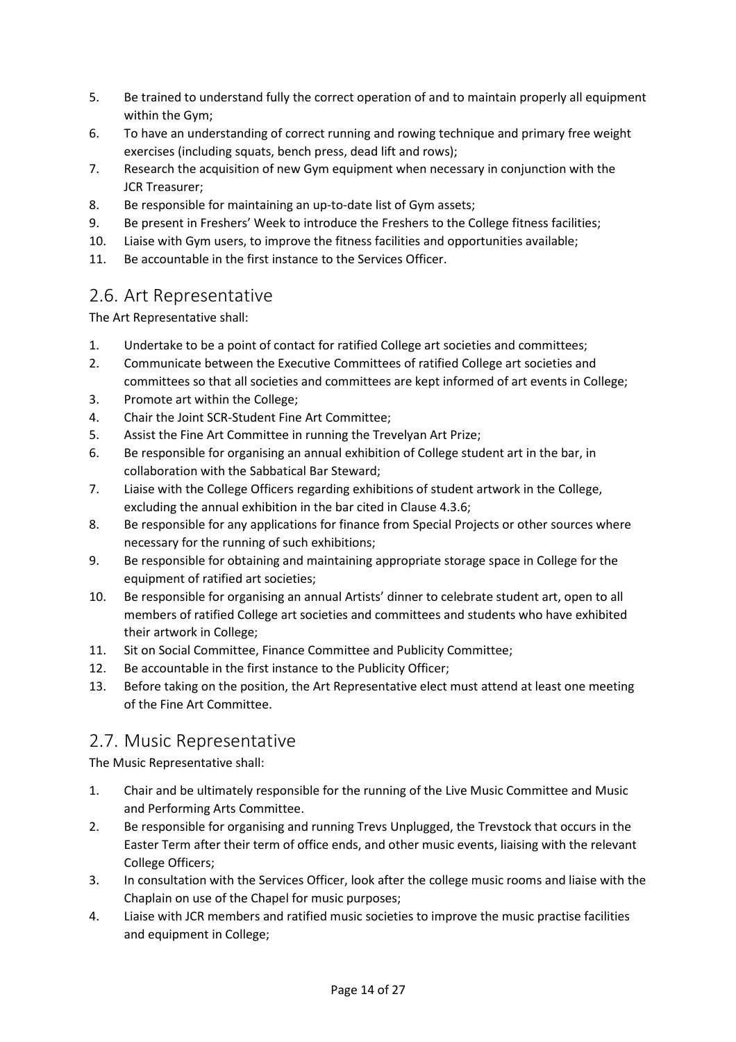5. Be trained to understand fully the correct operation of and to maintain properly all equipment within the Gym;
6. To have an understanding of correct running and rowing technique and primary free weight exercises (including squats, bench press, dead lift and rows);
7. Research the acquisition of new Gym equipment when necessary in conjunction with the JCR Treasurer;
8. Be responsible for maintaining an up-to-date list of Gym assets;
9. Be present in Freshers' Week to introduce the Freshers to the College fitness facilities;
10. Liaise with Gym users, to improve the fitness facilities and opportunities available;
11. Be accountable in the first instance to the Services Officer.

## 2.6. Art Representative

The Art Representative shall:

1. Undertake to be a point of contact for ratified College art societies and committees;
2. Communicate between the Executive Committees of ratified College art societies and committees so that all societies and committees are kept informed of art events in College;
3. Promote art within the College;
4. Chair the Joint SCR-Student Fine Art Committee;
5. Assist the Fine Art Committee in running the Trevelyan Art Prize;
6. Be responsible for organising an annual exhibition of College student art in the bar, in collaboration with the Sabbatical Bar Steward;
7. Liaise with the College Officers regarding exhibitions of student artwork in the College, excluding the annual exhibition in the bar cited in Clause 4.3.6;
8. Be responsible for any applications for finance from Special Projects or other sources where necessary for the running of such exhibitions;
9. Be responsible for obtaining and maintaining appropriate storage space in College for the equipment of ratified art societies;
10. Be responsible for organising an annual Artists' dinner to celebrate student art, open to all members of ratified College art societies and committees and students who have exhibited their artwork in College;
11. Sit on Social Committee, Finance Committee and Publicity Committee;
12. Be accountable in the first instance to the Publicity Officer;
13. Before taking on the position, the Art Representative elect must attend at least one meeting of the Fine Art Committee.

## 2.7. Music Representative

The Music Representative shall:

1. Chair and be ultimately responsible for the running of the Live Music Committee and Music and Performing Arts Committee.
2. Be responsible for organising and running Trevs Unplugged, the Trevstock that occurs in the Easter Term after their term of office ends, and other music events, liaising with the relevant College Officers;
3. In consultation with the Services Officer, look after the college music rooms and liaise with the Chaplain on use of the Chapel for music purposes;
4. Liaise with JCR members and ratified music societies to improve the music practise facilities and equipment in College;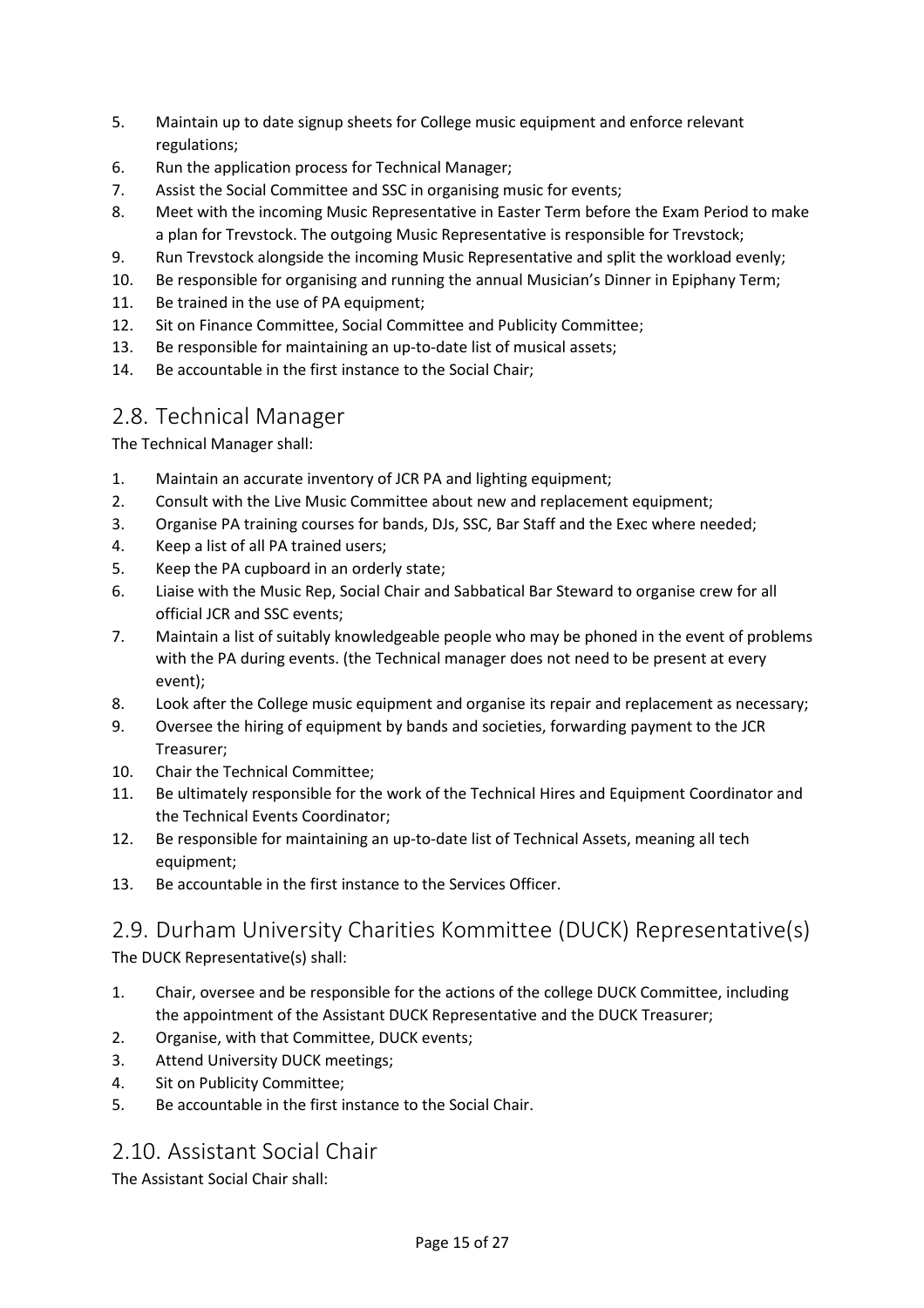5. Maintain up to date signup sheets for College music equipment and enforce relevant regulations;
6. Run the application process for Technical Manager;
7. Assist the Social Committee and SSC in organising music for events;
8. Meet with the incoming Music Representative in Easter Term before the Exam Period to make a plan for Trevstock. The outgoing Music Representative is responsible for Trevstock;
9. Run Trevstock alongside the incoming Music Representative and split the workload evenly;
10. Be responsible for organising and running the annual Musician's Dinner in Epiphany Term;
11. Be trained in the use of PA equipment;
12. Sit on Finance Committee, Social Committee and Publicity Committee;
13. Be responsible for maintaining an up-to-date list of musical assets;
14. Be accountable in the first instance to the Social Chair;

## 2.8. Technical Manager

The Technical Manager shall:

1. Maintain an accurate inventory of JCR PA and lighting equipment;
2. Consult with the Live Music Committee about new and replacement equipment;
3. Organise PA training courses for bands, DJs, SSC, Bar Staff and the Exec where needed;
4. Keep a list of all PA trained users;
5. Keep the PA cupboard in an orderly state;
6. Liaise with the Music Rep, Social Chair and Sabbatical Bar Steward to organise crew for all official JCR and SSC events;
7. Maintain a list of suitably knowledgeable people who may be phoned in the event of problems with the PA during events. (the Technical manager does not need to be present at every event);
8. Look after the College music equipment and organise its repair and replacement as necessary;
9. Oversee the hiring of equipment by bands and societies, forwarding payment to the JCR Treasurer;
10. Chair the Technical Committee;
11. Be ultimately responsible for the work of the Technical Hires and Equipment Coordinator and the Technical Events Coordinator;
12. Be responsible for maintaining an up-to-date list of Technical Assets, meaning all tech equipment;
13. Be accountable in the first instance to the Services Officer.

## 2.9. Durham University Charities Kommittee (DUCK) Representative(s)

The DUCK Representative(s) shall:

1. Chair, oversee and be responsible for the actions of the college DUCK Committee, including the appointment of the Assistant DUCK Representative and the DUCK Treasurer;
2. Organise, with that Committee, DUCK events;
3. Attend University DUCK meetings;
4. Sit on Publicity Committee;
5. Be accountable in the first instance to the Social Chair.

## 2.10. Assistant Social Chair

The Assistant Social Chair shall: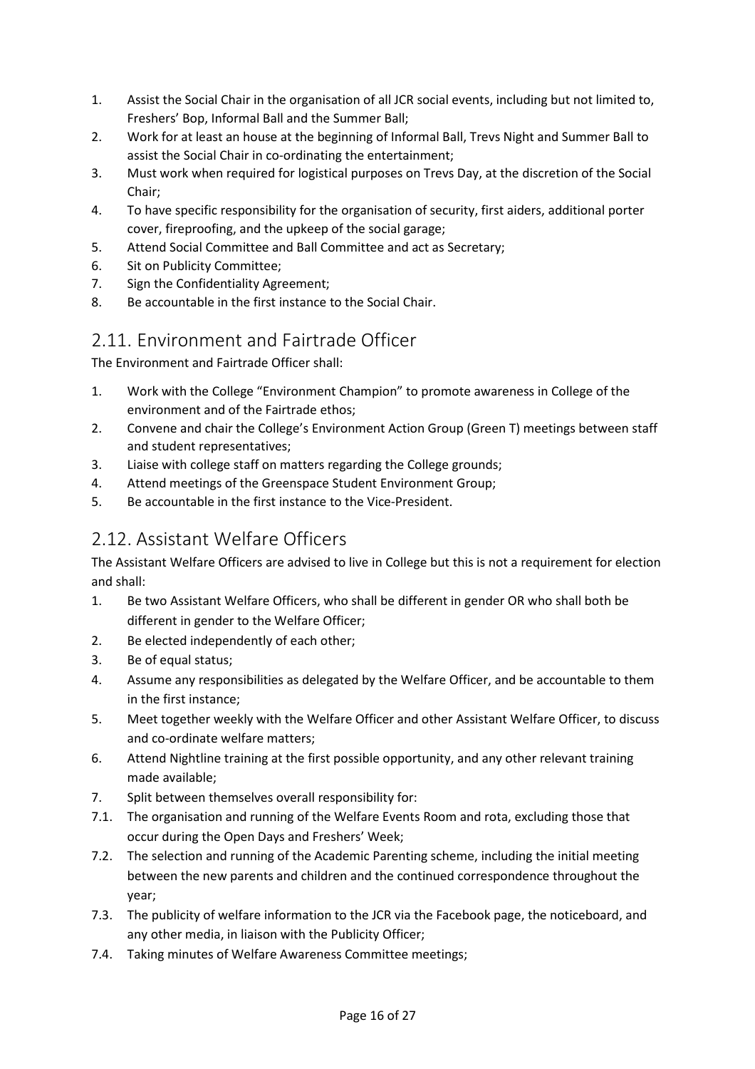1. Assist the Social Chair in the organisation of all JCR social events, including but not limited to, Freshers' Bop, Informal Ball and the Summer Ball;
2. Work for at least an house at the beginning of Informal Ball, Trevs Night and Summer Ball to assist the Social Chair in co-ordinating the entertainment;
3. Must work when required for logistical purposes on Trevs Day, at the discretion of the Social Chair;
4. To have specific responsibility for the organisation of security, first aiders, additional porter cover, fireproofing, and the upkeep of the social garage;
5. Attend Social Committee and Ball Committee and act as Secretary;
6. Sit on Publicity Committee;
7. Sign the Confidentiality Agreement;
8. Be accountable in the first instance to the Social Chair.

## 2.11. Environment and Fairtrade Officer

The Environment and Fairtrade Officer shall:

1. Work with the College "Environment Champion" to promote awareness in College of the environment and of the Fairtrade ethos;
2. Convene and chair the College's Environment Action Group (Green T) meetings between staff and student representatives;
3. Liaise with college staff on matters regarding the College grounds;
4. Attend meetings of the Greenspace Student Environment Group;
5. Be accountable in the first instance to the Vice-President.

## 2.12. Assistant Welfare Officers

The Assistant Welfare Officers are advised to live in College but this is not a requirement for election and shall:

1. Be two Assistant Welfare Officers, who shall be different in gender OR who shall both be different in gender to the Welfare Officer;
2. Be elected independently of each other;
3. Be of equal status;
4. Assume any responsibilities as delegated by the Welfare Officer, and be accountable to them in the first instance;
5. Meet together weekly with the Welfare Officer and other Assistant Welfare Officer, to discuss and co-ordinate welfare matters;
6. Attend Nightline training at the first possible opportunity, and any other relevant training made available;
7. Split between themselves overall responsibility for:

7.1. The organisation and running of the Welfare Events Room and rota, excluding those that occur during the Open Days and Freshers' Week;

7.2. The selection and running of the Academic Parenting scheme, including the initial meeting between the new parents and children and the continued correspondence throughout the year;

7.3. The publicity of welfare information to the JCR via the Facebook page, the noticeboard, and any other media, in liaison with the Publicity Officer;

7.4. Taking minutes of Welfare Awareness Committee meetings;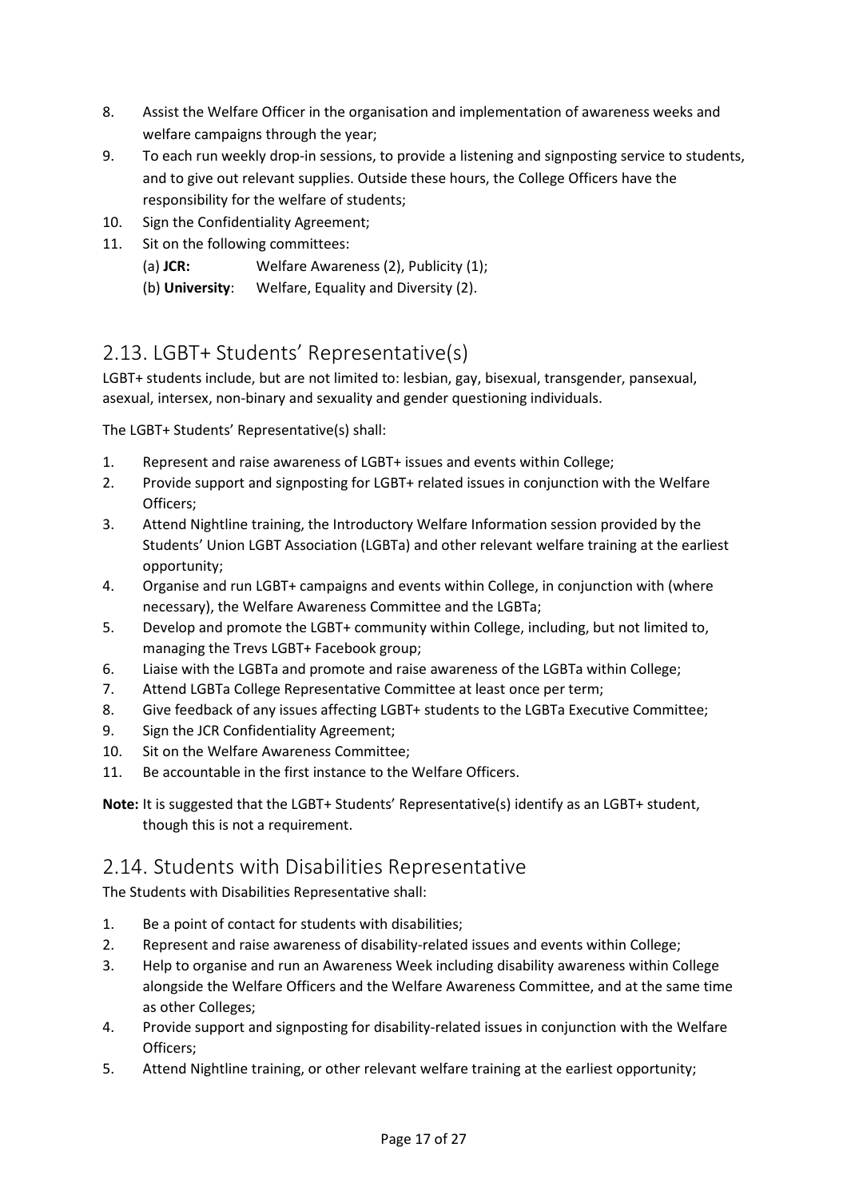8. Assist the Welfare Officer in the organisation and implementation of awareness weeks and welfare campaigns through the year;
9. To each run weekly drop-in sessions, to provide a listening and signposting service to students, and to give out relevant supplies. Outside these hours, the College Officers have the responsibility for the welfare of students;
10. Sign the Confidentiality Agreement;
11. Sit on the following committees:
    (a) **JCR:** Welfare Awareness (2), Publicity (1);
    (b) **University**: Welfare, Equality and Diversity (2).

## 2.13. LGBT+ Students' Representative(s)

LGBT+ students include, but are not limited to: lesbian, gay, bisexual, transgender, pansexual, asexual, intersex, non-binary and sexuality and gender questioning individuals.

The LGBT+ Students' Representative(s) shall:

1. Represent and raise awareness of LGBT+ issues and events within College;
2. Provide support and signposting for LGBT+ related issues in conjunction with the Welfare Officers;
3. Attend Nightline training, the Introductory Welfare Information session provided by the Students' Union LGBT Association (LGBTa) and other relevant welfare training at the earliest opportunity;
4. Organise and run LGBT+ campaigns and events within College, in conjunction with (where necessary), the Welfare Awareness Committee and the LGBTa;
5. Develop and promote the LGBT+ community within College, including, but not limited to, managing the Trevs LGBT+ Facebook group;
6. Liaise with the LGBTa and promote and raise awareness of the LGBTa within College;
7. Attend LGBTa College Representative Committee at least once per term;
8. Give feedback of any issues affecting LGBT+ students to the LGBTa Executive Committee;
9. Sign the JCR Confidentiality Agreement;
10. Sit on the Welfare Awareness Committee;
11. Be accountable in the first instance to the Welfare Officers.

**Note:** It is suggested that the LGBT+ Students' Representative(s) identify as an LGBT+ student, though this is not a requirement.

## 2.14. Students with Disabilities Representative

The Students with Disabilities Representative shall:

1. Be a point of contact for students with disabilities;
2. Represent and raise awareness of disability-related issues and events within College;
3. Help to organise and run an Awareness Week including disability awareness within College alongside the Welfare Officers and the Welfare Awareness Committee, and at the same time as other Colleges;
4. Provide support and signposting for disability-related issues in conjunction with the Welfare Officers;
5. Attend Nightline training, or other relevant welfare training at the earliest opportunity;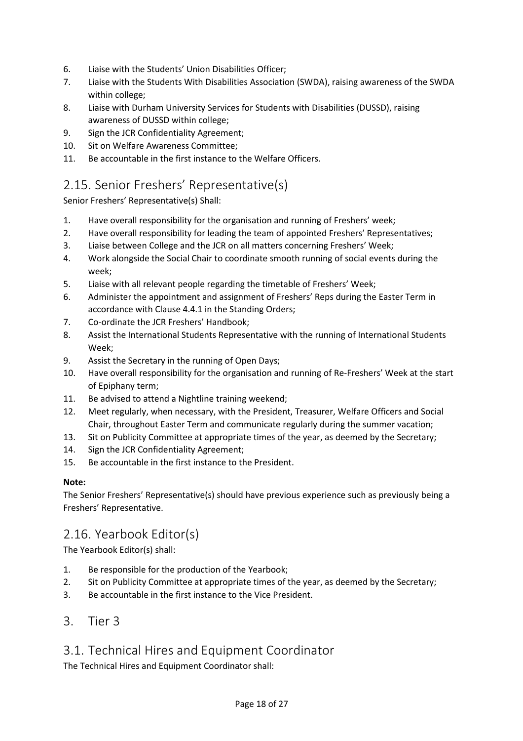6. Liaise with the Students' Union Disabilities Officer;
7. Liaise with the Students With Disabilities Association (SWDA), raising awareness of the SWDA within college;
8. Liaise with Durham University Services for Students with Disabilities (DUSSD), raising awareness of DUSSD within college;
9. Sign the JCR Confidentiality Agreement;
10. Sit on Welfare Awareness Committee;
11. Be accountable in the first instance to the Welfare Officers.

## 2.15. Senior Freshers' Representative(s)

Senior Freshers' Representative(s) Shall:

1. Have overall responsibility for the organisation and running of Freshers' week;
2. Have overall responsibility for leading the team of appointed Freshers' Representatives;
3. Liaise between College and the JCR on all matters concerning Freshers' Week;
4. Work alongside the Social Chair to coordinate smooth running of social events during the week;
5. Liaise with all relevant people regarding the timetable of Freshers' Week;
6. Administer the appointment and assignment of Freshers' Reps during the Easter Term in accordance with Clause 4.4.1 in the Standing Orders;
7. Co-ordinate the JCR Freshers' Handbook;
8. Assist the International Students Representative with the running of International Students Week;
9. Assist the Secretary in the running of Open Days;
10. Have overall responsibility for the organisation and running of Re-Freshers' Week at the start of Epiphany term;
11. Be advised to attend a Nightline training weekend;
12. Meet regularly, when necessary, with the President, Treasurer, Welfare Officers and Social Chair, throughout Easter Term and communicate regularly during the summer vacation;
13. Sit on Publicity Committee at appropriate times of the year, as deemed by the Secretary;
14. Sign the JCR Confidentiality Agreement;
15. Be accountable in the first instance to the President.

**Note:**

The Senior Freshers' Representative(s) should have previous experience such as previously being a Freshers' Representative.

## 2.16. Yearbook Editor(s)

The Yearbook Editor(s) shall:

1. Be responsible for the production of the Yearbook;
2. Sit on Publicity Committee at appropriate times of the year, as deemed by the Secretary;
3. Be accountable in the first instance to the Vice President.

# 3. Tier 3

## 3.1. Technical Hires and Equipment Coordinator

The Technical Hires and Equipment Coordinator shall: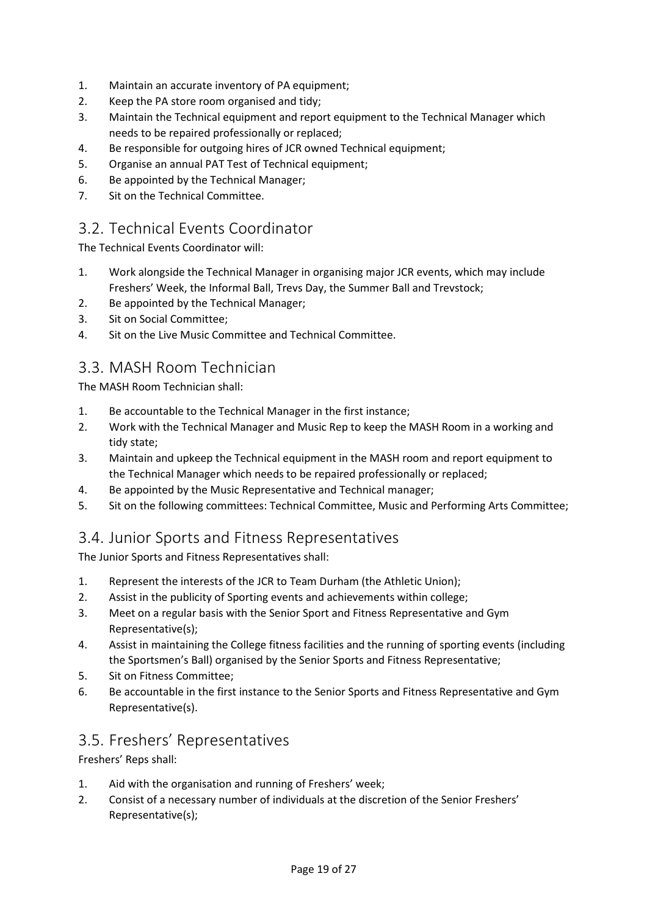1. Maintain an accurate inventory of PA equipment;
2. Keep the PA store room organised and tidy;
3. Maintain the Technical equipment and report equipment to the Technical Manager which needs to be repaired professionally or replaced;
4. Be responsible for outgoing hires of JCR owned Technical equipment;
5. Organise an annual PAT Test of Technical equipment;
6. Be appointed by the Technical Manager;
7. Sit on the Technical Committee.

## 3.2. Technical Events Coordinator

The Technical Events Coordinator will:

1. Work alongside the Technical Manager in organising major JCR events, which may include Freshers' Week, the Informal Ball, Trevs Day, the Summer Ball and Trevstock;
2. Be appointed by the Technical Manager;
3. Sit on Social Committee;
4. Sit on the Live Music Committee and Technical Committee.

## 3.3. MASH Room Technician

The MASH Room Technician shall:

1. Be accountable to the Technical Manager in the first instance;
2. Work with the Technical Manager and Music Rep to keep the MASH Room in a working and tidy state;
3. Maintain and upkeep the Technical equipment in the MASH room and report equipment to the Technical Manager which needs to be repaired professionally or replaced;
4. Be appointed by the Music Representative and Technical manager;
5. Sit on the following committees: Technical Committee, Music and Performing Arts Committee;

## 3.4. Junior Sports and Fitness Representatives

The Junior Sports and Fitness Representatives shall:

1. Represent the interests of the JCR to Team Durham (the Athletic Union);
2. Assist in the publicity of Sporting events and achievements within college;
3. Meet on a regular basis with the Senior Sport and Fitness Representative and Gym Representative(s);
4. Assist in maintaining the College fitness facilities and the running of sporting events (including the Sportsmen's Ball) organised by the Senior Sports and Fitness Representative;
5. Sit on Fitness Committee;
6. Be accountable in the first instance to the Senior Sports and Fitness Representative and Gym Representative(s).

## 3.5. Freshers' Representatives

Freshers' Reps shall:

1. Aid with the organisation and running of Freshers' week;
2. Consist of a necessary number of individuals at the discretion of the Senior Freshers' Representative(s);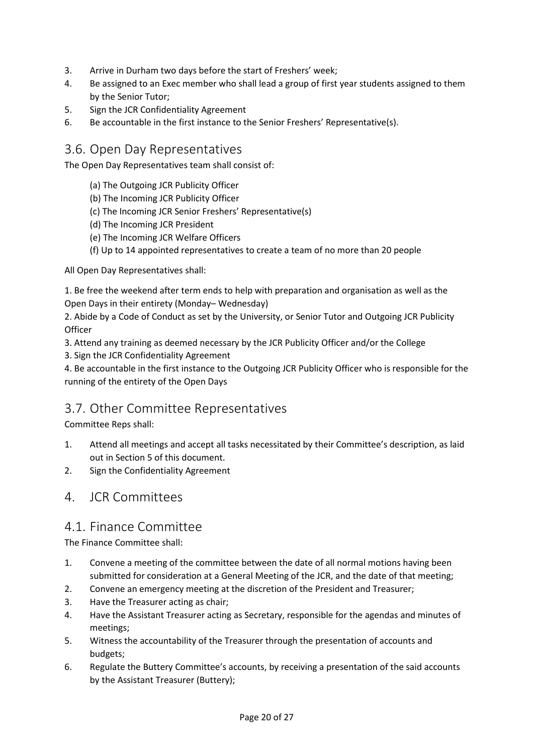3. Arrive in Durham two days before the start of Freshers' week;
4. Be assigned to an Exec member who shall lead a group of first year students assigned to them by the Senior Tutor;
5. Sign the JCR Confidentiality Agreement
6. Be accountable in the first instance to the Senior Freshers' Representative(s).

## 3.6. Open Day Representatives

The Open Day Representatives team shall consist of:

(a) The Outgoing JCR Publicity Officer
(b) The Incoming JCR Publicity Officer
(c) The Incoming JCR Senior Freshers' Representative(s)
(d) The Incoming JCR President
(e) The Incoming JCR Welfare Officers
(f) Up to 14 appointed representatives to create a team of no more than 20 people

All Open Day Representatives shall:

1. Be free the weekend after term ends to help with preparation and organisation as well as the Open Days in their entirety (Monday– Wednesday)
2. Abide by a Code of Conduct as set by the University, or Senior Tutor and Outgoing JCR Publicity Officer
3. Attend any training as deemed necessary by the JCR Publicity Officer and/or the College
3. Sign the JCR Confidentiality Agreement
4. Be accountable in the first instance to the Outgoing JCR Publicity Officer who is responsible for the running of the entirety of the Open Days

## 3.7. Other Committee Representatives

Committee Reps shall:

1. Attend all meetings and accept all tasks necessitated by their Committee's description, as laid out in Section 5 of this document.
2. Sign the Confidentiality Agreement

# 4. JCR Committees

## 4.1. Finance Committee

The Finance Committee shall:

1. Convene a meeting of the committee between the date of all normal motions having been submitted for consideration at a General Meeting of the JCR, and the date of that meeting;
2. Convene an emergency meeting at the discretion of the President and Treasurer;
3. Have the Treasurer acting as chair;
4. Have the Assistant Treasurer acting as Secretary, responsible for the agendas and minutes of meetings;
5. Witness the accountability of the Treasurer through the presentation of accounts and budgets;
6. Regulate the Buttery Committee's accounts, by receiving a presentation of the said accounts by the Assistant Treasurer (Buttery);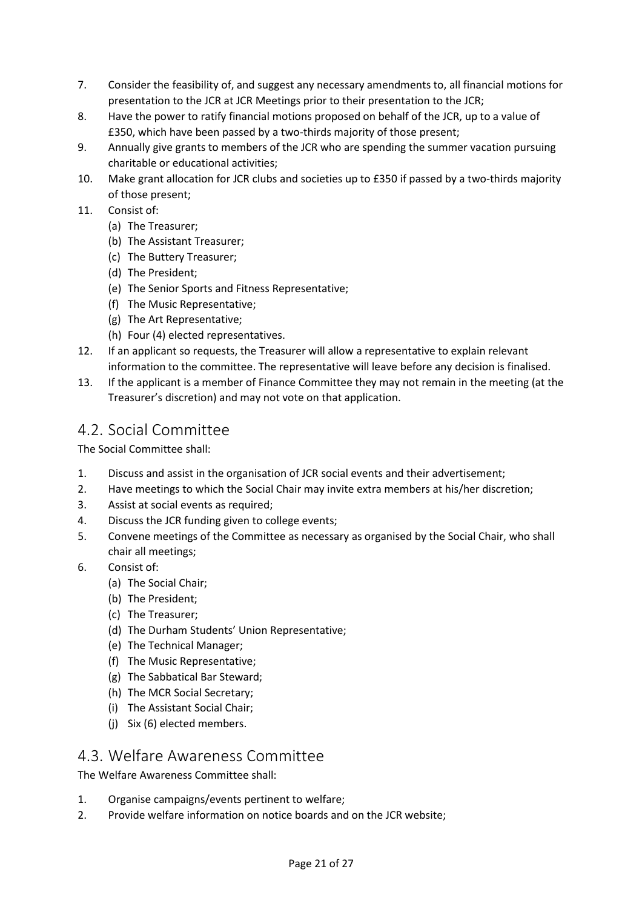7. Consider the feasibility of, and suggest any necessary amendments to, all financial motions for presentation to the JCR at JCR Meetings prior to their presentation to the JCR;
8. Have the power to ratify financial motions proposed on behalf of the JCR, up to a value of £350, which have been passed by a two-thirds majority of those present;
9. Annually give grants to members of the JCR who are spending the summer vacation pursuing charitable or educational activities;
10. Make grant allocation for JCR clubs and societies up to £350 if passed by a two-thirds majority of those present;
11. Consist of:
    (a) The Treasurer;
    (b) The Assistant Treasurer;
    (c) The Buttery Treasurer;
    (d) The President;
    (e) The Senior Sports and Fitness Representative;
    (f) The Music Representative;
    (g) The Art Representative;
    (h) Four (4) elected representatives.
12. If an applicant so requests, the Treasurer will allow a representative to explain relevant information to the committee. The representative will leave before any decision is finalised.
13. If the applicant is a member of Finance Committee they may not remain in the meeting (at the Treasurer's discretion) and may not vote on that application.

## 4.2. Social Committee

The Social Committee shall:

1. Discuss and assist in the organisation of JCR social events and their advertisement;
2. Have meetings to which the Social Chair may invite extra members at his/her discretion;
3. Assist at social events as required;
4. Discuss the JCR funding given to college events;
5. Convene meetings of the Committee as necessary as organised by the Social Chair, who shall chair all meetings;
6. Consist of:
    (a) The Social Chair;
    (b) The President;
    (c) The Treasurer;
    (d) The Durham Students' Union Representative;
    (e) The Technical Manager;
    (f) The Music Representative;
    (g) The Sabbatical Bar Steward;
    (h) The MCR Social Secretary;
    (i) The Assistant Social Chair;
    (j) Six (6) elected members.

## 4.3. Welfare Awareness Committee

The Welfare Awareness Committee shall:

1. Organise campaigns/events pertinent to welfare;
2. Provide welfare information on notice boards and on the JCR website;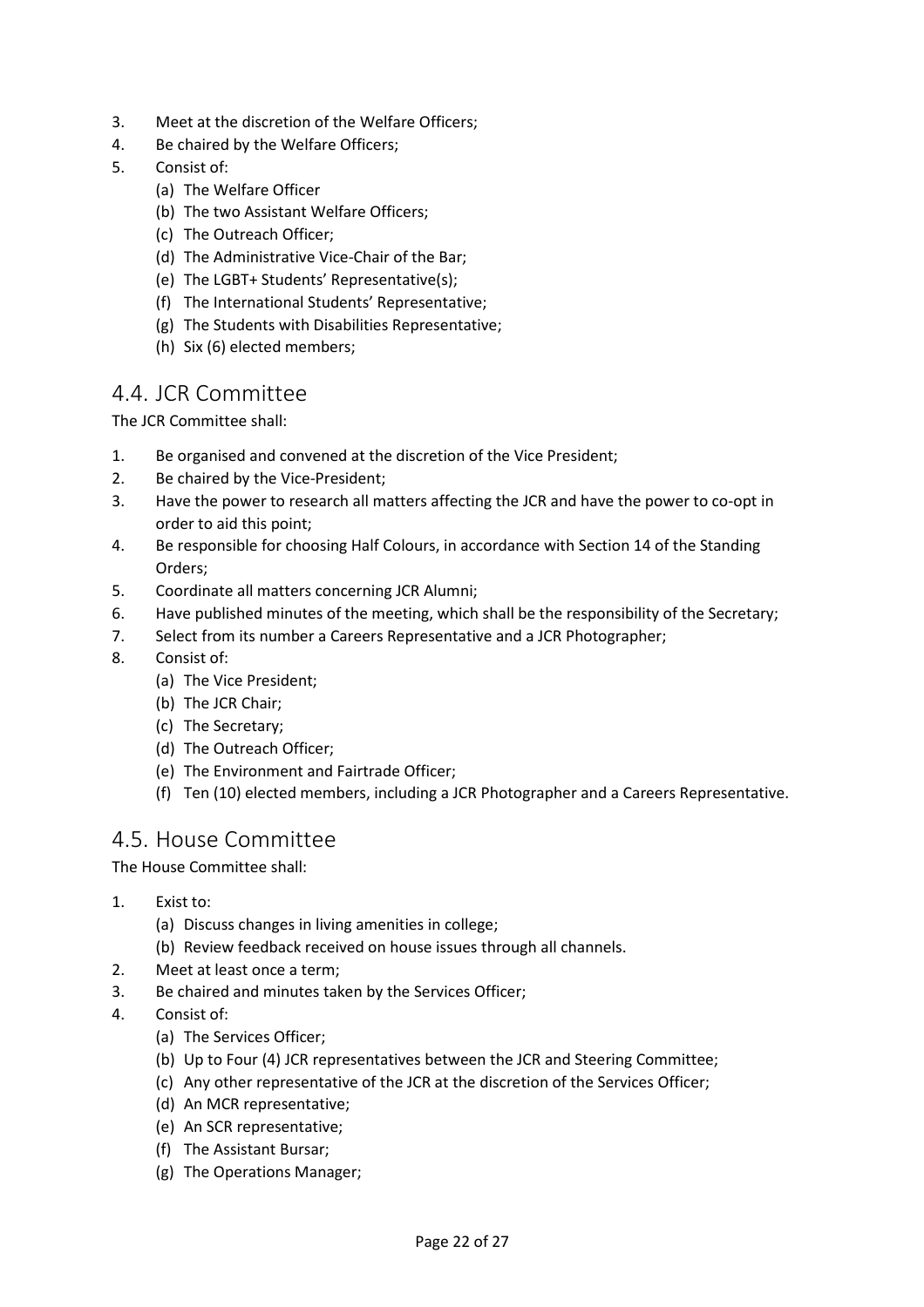3. Meet at the discretion of the Welfare Officers;
4. Be chaired by the Welfare Officers;
5. Consist of:
   (a) The Welfare Officer
   (b) The two Assistant Welfare Officers;
   (c) The Outreach Officer;
   (d) The Administrative Vice-Chair of the Bar;
   (e) The LGBT+ Students' Representative(s);
   (f) The International Students' Representative;
   (g) The Students with Disabilities Representative;
   (h) Six (6) elected members;

## 4.4. JCR Committee

The JCR Committee shall:

1. Be organised and convened at the discretion of the Vice President;
2. Be chaired by the Vice-President;
3. Have the power to research all matters affecting the JCR and have the power to co-opt in order to aid this point;
4. Be responsible for choosing Half Colours, in accordance with Section 14 of the Standing Orders;
5. Coordinate all matters concerning JCR Alumni;
6. Have published minutes of the meeting, which shall be the responsibility of the Secretary;
7. Select from its number a Careers Representative and a JCR Photographer;
8. Consist of:
   (a) The Vice President;
   (b) The JCR Chair;
   (c) The Secretary;
   (d) The Outreach Officer;
   (e) The Environment and Fairtrade Officer;
   (f) Ten (10) elected members, including a JCR Photographer and a Careers Representative.

## 4.5. House Committee

The House Committee shall:

1. Exist to:
   (a) Discuss changes in living amenities in college;
   (b) Review feedback received on house issues through all channels.
2. Meet at least once a term;
3. Be chaired and minutes taken by the Services Officer;
4. Consist of:
   (a) The Services Officer;
   (b) Up to Four (4) JCR representatives between the JCR and Steering Committee;
   (c) Any other representative of the JCR at the discretion of the Services Officer;
   (d) An MCR representative;
   (e) An SCR representative;
   (f) The Assistant Bursar;
   (g) The Operations Manager;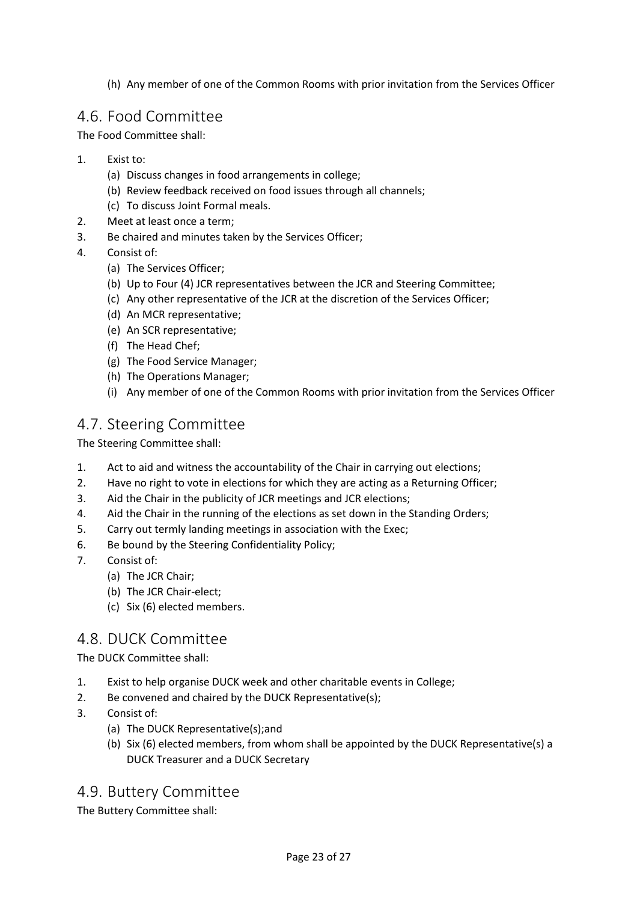(h) Any member of one of the Common Rooms with prior invitation from the Services Officer

## 4.6. Food Committee

The Food Committee shall:

1. Exist to:
   (a) Discuss changes in food arrangements in college;
   (b) Review feedback received on food issues through all channels;
   (c) To discuss Joint Formal meals.
2. Meet at least once a term;
3. Be chaired and minutes taken by the Services Officer;
4. Consist of:
   (a) The Services Officer;
   (b) Up to Four (4) JCR representatives between the JCR and Steering Committee;
   (c) Any other representative of the JCR at the discretion of the Services Officer;
   (d) An MCR representative;
   (e) An SCR representative;
   (f) The Head Chef;
   (g) The Food Service Manager;
   (h) The Operations Manager;
   (i) Any member of one of the Common Rooms with prior invitation from the Services Officer

## 4.7. Steering Committee

The Steering Committee shall:

1. Act to aid and witness the accountability of the Chair in carrying out elections;
2. Have no right to vote in elections for which they are acting as a Returning Officer;
3. Aid the Chair in the publicity of JCR meetings and JCR elections;
4. Aid the Chair in the running of the elections as set down in the Standing Orders;
5. Carry out termly landing meetings in association with the Exec;
6. Be bound by the Steering Confidentiality Policy;
7. Consist of:
   (a) The JCR Chair;
   (b) The JCR Chair-elect;
   (c) Six (6) elected members.

## 4.8. DUCK Committee

The DUCK Committee shall:

1. Exist to help organise DUCK week and other charitable events in College;
2. Be convened and chaired by the DUCK Representative(s);
3. Consist of:
   (a) The DUCK Representative(s);and
   (b) Six (6) elected members, from whom shall be appointed by the DUCK Representative(s) a DUCK Treasurer and a DUCK Secretary

## 4.9. Buttery Committee

The Buttery Committee shall: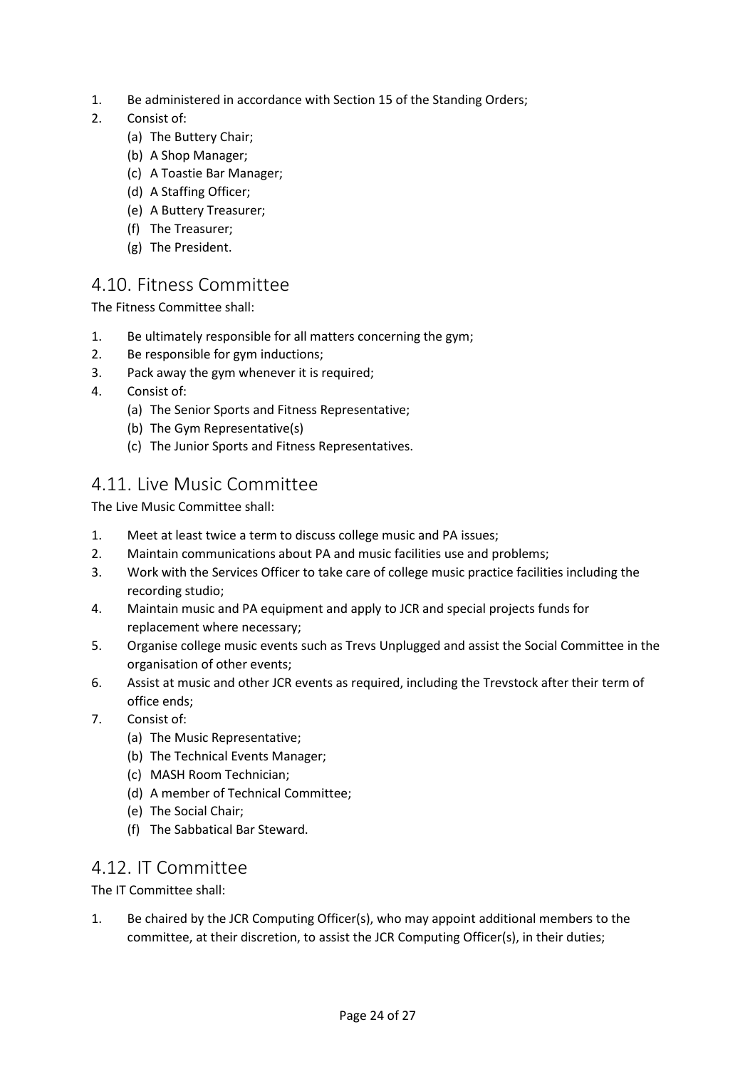1. Be administered in accordance with Section 15 of the Standing Orders;
2. Consist of:
    (a) The Buttery Chair;
    (b) A Shop Manager;
    (c) A Toastie Bar Manager;
    (d) A Staffing Officer;
    (e) A Buttery Treasurer;
    (f) The Treasurer;
    (g) The President.

## 4.10. Fitness Committee

The Fitness Committee shall:

1. Be ultimately responsible for all matters concerning the gym;
2. Be responsible for gym inductions;
3. Pack away the gym whenever it is required;
4. Consist of:
    (a) The Senior Sports and Fitness Representative;
    (b) The Gym Representative(s)
    (c) The Junior Sports and Fitness Representatives.

## 4.11. Live Music Committee

The Live Music Committee shall:

1. Meet at least twice a term to discuss college music and PA issues;
2. Maintain communications about PA and music facilities use and problems;
3. Work with the Services Officer to take care of college music practice facilities including the recording studio;
4. Maintain music and PA equipment and apply to JCR and special projects funds for replacement where necessary;
5. Organise college music events such as Trevs Unplugged and assist the Social Committee in the organisation of other events;
6. Assist at music and other JCR events as required, including the Trevstock after their term of office ends;
7. Consist of:
    (a) The Music Representative;
    (b) The Technical Events Manager;
    (c) MASH Room Technician;
    (d) A member of Technical Committee;
    (e) The Social Chair;
    (f) The Sabbatical Bar Steward.

## 4.12. IT Committee

The IT Committee shall:

1. Be chaired by the JCR Computing Officer(s), who may appoint additional members to the committee, at their discretion, to assist the JCR Computing Officer(s), in their duties;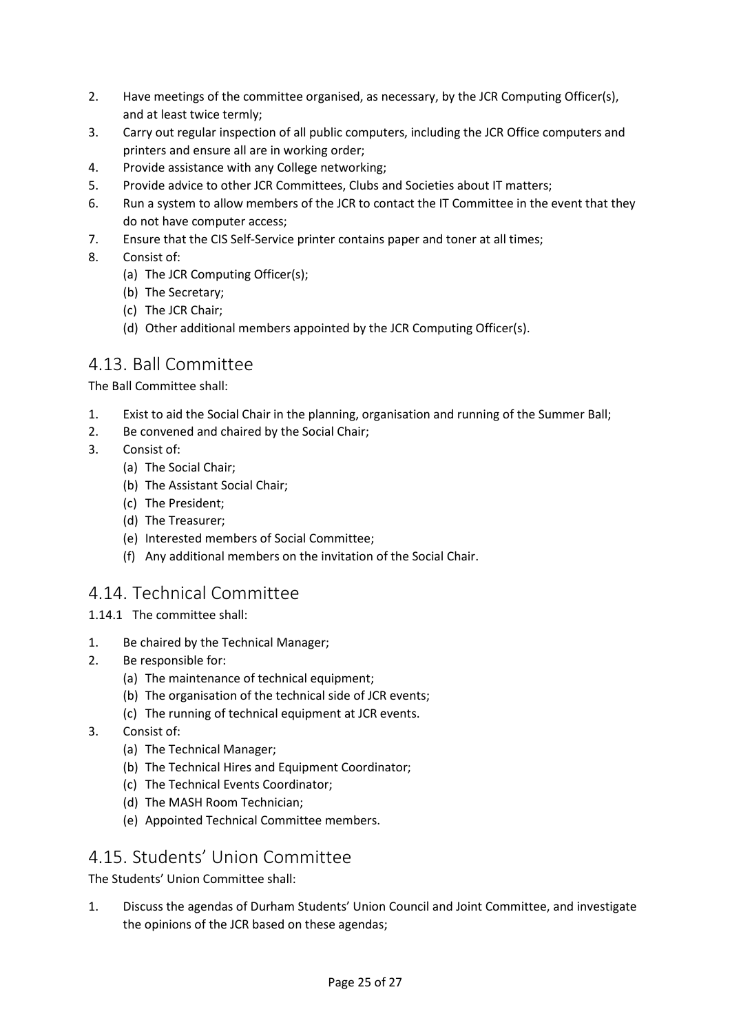2. Have meetings of the committee organised, as necessary, by the JCR Computing Officer(s), and at least twice termly;
3. Carry out regular inspection of all public computers, including the JCR Office computers and printers and ensure all are in working order;
4. Provide assistance with any College networking;
5. Provide advice to other JCR Committees, Clubs and Societies about IT matters;
6. Run a system to allow members of the JCR to contact the IT Committee in the event that they do not have computer access;
7. Ensure that the CIS Self-Service printer contains paper and toner at all times;
8. Consist of:
    (a) The JCR Computing Officer(s);
    (b) The Secretary;
    (c) The JCR Chair;
    (d) Other additional members appointed by the JCR Computing Officer(s).

## 4.13. Ball Committee

The Ball Committee shall:

1. Exist to aid the Social Chair in the planning, organisation and running of the Summer Ball;
2. Be convened and chaired by the Social Chair;
3. Consist of:
    (a) The Social Chair;
    (b) The Assistant Social Chair;
    (c) The President;
    (d) The Treasurer;
    (e) Interested members of Social Committee;
    (f) Any additional members on the invitation of the Social Chair.

## 4.14. Technical Committee

1.14.1 The committee shall:

1. Be chaired by the Technical Manager;
2. Be responsible for:
    (a) The maintenance of technical equipment;
    (b) The organisation of the technical side of JCR events;
    (c) The running of technical equipment at JCR events.
3. Consist of:
    (a) The Technical Manager;
    (b) The Technical Hires and Equipment Coordinator;
    (c) The Technical Events Coordinator;
    (d) The MASH Room Technician;
    (e) Appointed Technical Committee members.

## 4.15. Students' Union Committee

The Students' Union Committee shall:

1. Discuss the agendas of Durham Students' Union Council and Joint Committee, and investigate the opinions of the JCR based on these agendas;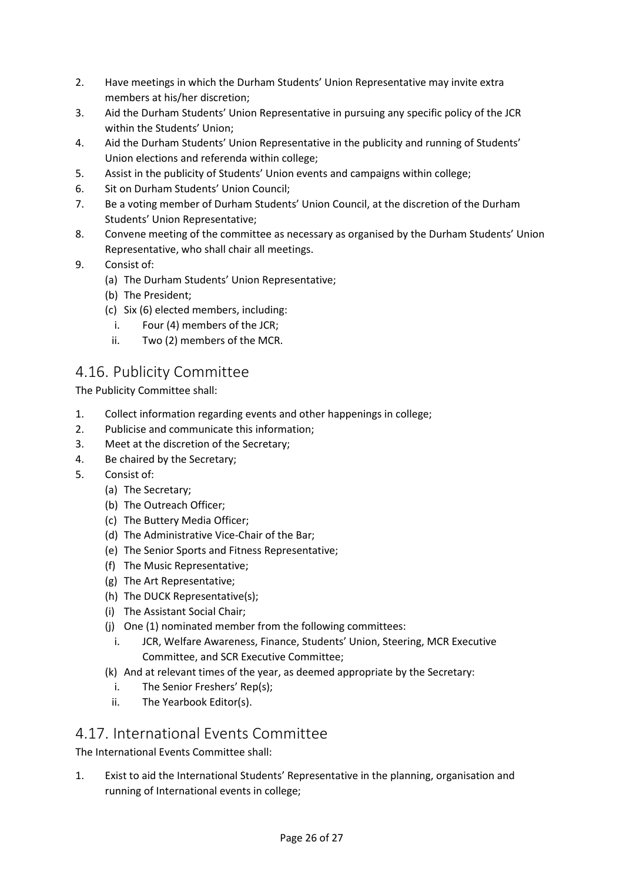2. Have meetings in which the Durham Students' Union Representative may invite extra members at his/her discretion;
3. Aid the Durham Students' Union Representative in pursuing any specific policy of the JCR within the Students' Union;
4. Aid the Durham Students' Union Representative in the publicity and running of Students' Union elections and referenda within college;
5. Assist in the publicity of Students' Union events and campaigns within college;
6. Sit on Durham Students' Union Council;
7. Be a voting member of Durham Students' Union Council, at the discretion of the Durham Students' Union Representative;
8. Convene meeting of the committee as necessary as organised by the Durham Students' Union Representative, who shall chair all meetings.
9. Consist of:
   (a) The Durham Students' Union Representative;
   (b) The President;
   (c) Six (6) elected members, including:
      i. Four (4) members of the JCR;
      ii. Two (2) members of the MCR.

## 4.16. Publicity Committee

The Publicity Committee shall:

1. Collect information regarding events and other happenings in college;
2. Publicise and communicate this information;
3. Meet at the discretion of the Secretary;
4. Be chaired by the Secretary;
5. Consist of:
   (a) The Secretary;
   (b) The Outreach Officer;
   (c) The Buttery Media Officer;
   (d) The Administrative Vice-Chair of the Bar;
   (e) The Senior Sports and Fitness Representative;
   (f) The Music Representative;
   (g) The Art Representative;
   (h) The DUCK Representative(s);
   (i) The Assistant Social Chair;
   (j) One (1) nominated member from the following committees:
      i. JCR, Welfare Awareness, Finance, Students' Union, Steering, MCR Executive Committee, and SCR Executive Committee;
   (k) And at relevant times of the year, as deemed appropriate by the Secretary:
      i. The Senior Freshers' Rep(s);
      ii. The Yearbook Editor(s).

## 4.17. International Events Committee

The International Events Committee shall:

1. Exist to aid the International Students' Representative in the planning, organisation and running of International events in college;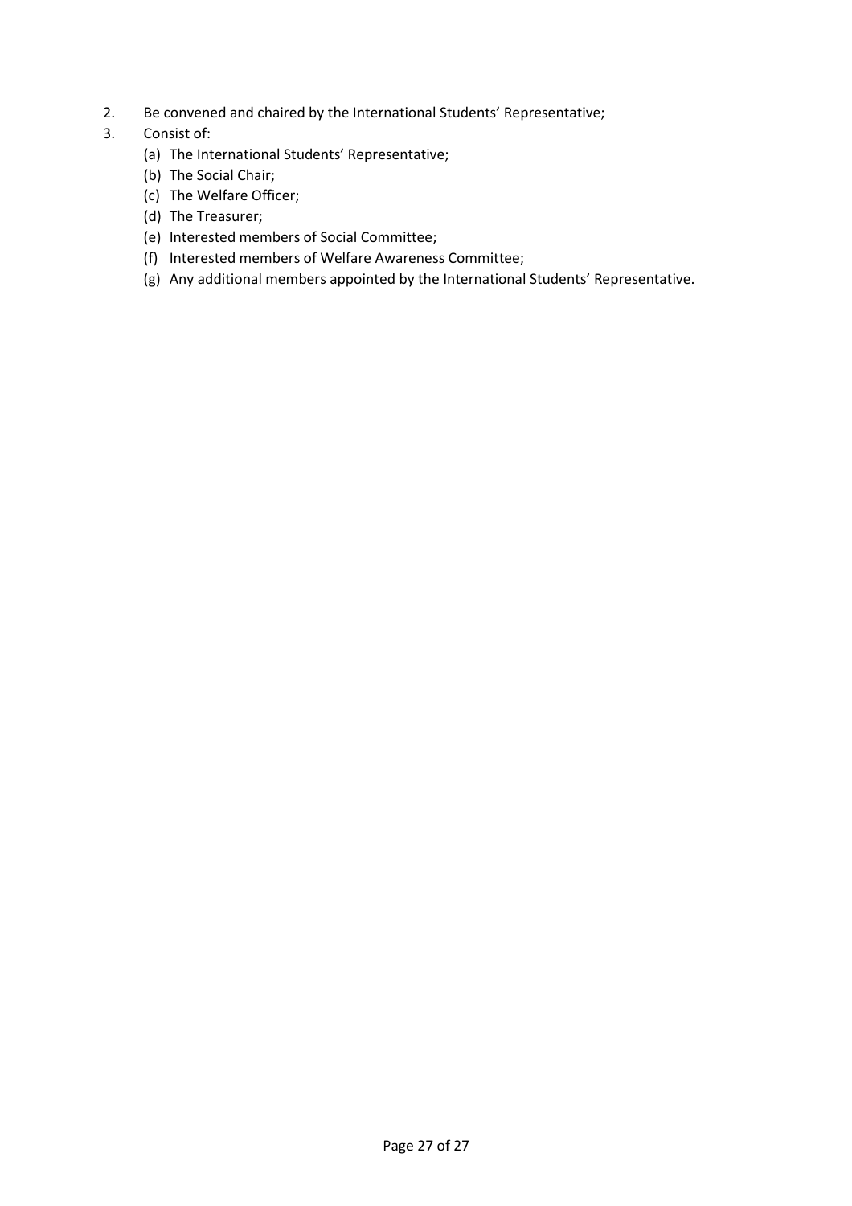2. Be convened and chaired by the International Students' Representative;
3. Consist of:
    (a) The International Students' Representative;
    (b) The Social Chair;
    (c) The Welfare Officer;
    (d) The Treasurer;
    (e) Interested members of Social Committee;
    (f) Interested members of Welfare Awareness Committee;
    (g) Any additional members appointed by the International Students' Representative.